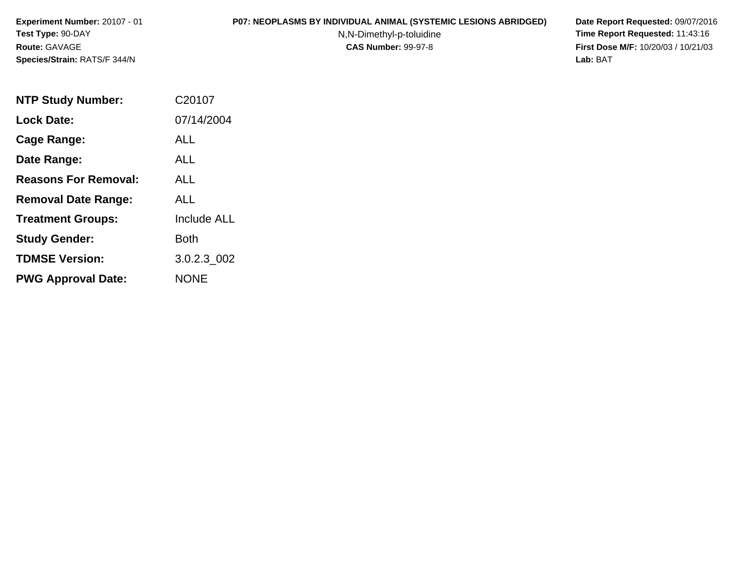**Experiment Number:** 20107 - 01
**Test Type:** 90-DAY
**Route:** GAVAGE
**Species/Strain:** RATS/F 344/N

**P07: NEOPLASMS BY INDIVIDUAL ANIMAL (SYSTEMIC LESIONS ABRIDGED)**
N,N-Dimethyl-p-toluidine
**CAS Number:** 99-97-8

**Date Report Requested:** 09/07/2016
**Time Report Requested:** 11:43:16
**First Dose M/F:** 10/20/03 / 10/21/03
**Lab:** BAT

| | |
|---|---|
| **NTP Study Number:** | C20107 |
| **Lock Date:** | 07/14/2004 |
| **Cage Range:** | ALL |
| **Date Range:** | ALL |
| **Reasons For Removal:** | ALL |
| **Removal Date Range:** | ALL |
| **Treatment Groups:** | Include ALL |
| **Study Gender:** | Both |
| **TDMSE Version:** | 3.0.2.3_002 |
| **PWG Approval Date:** | NONE |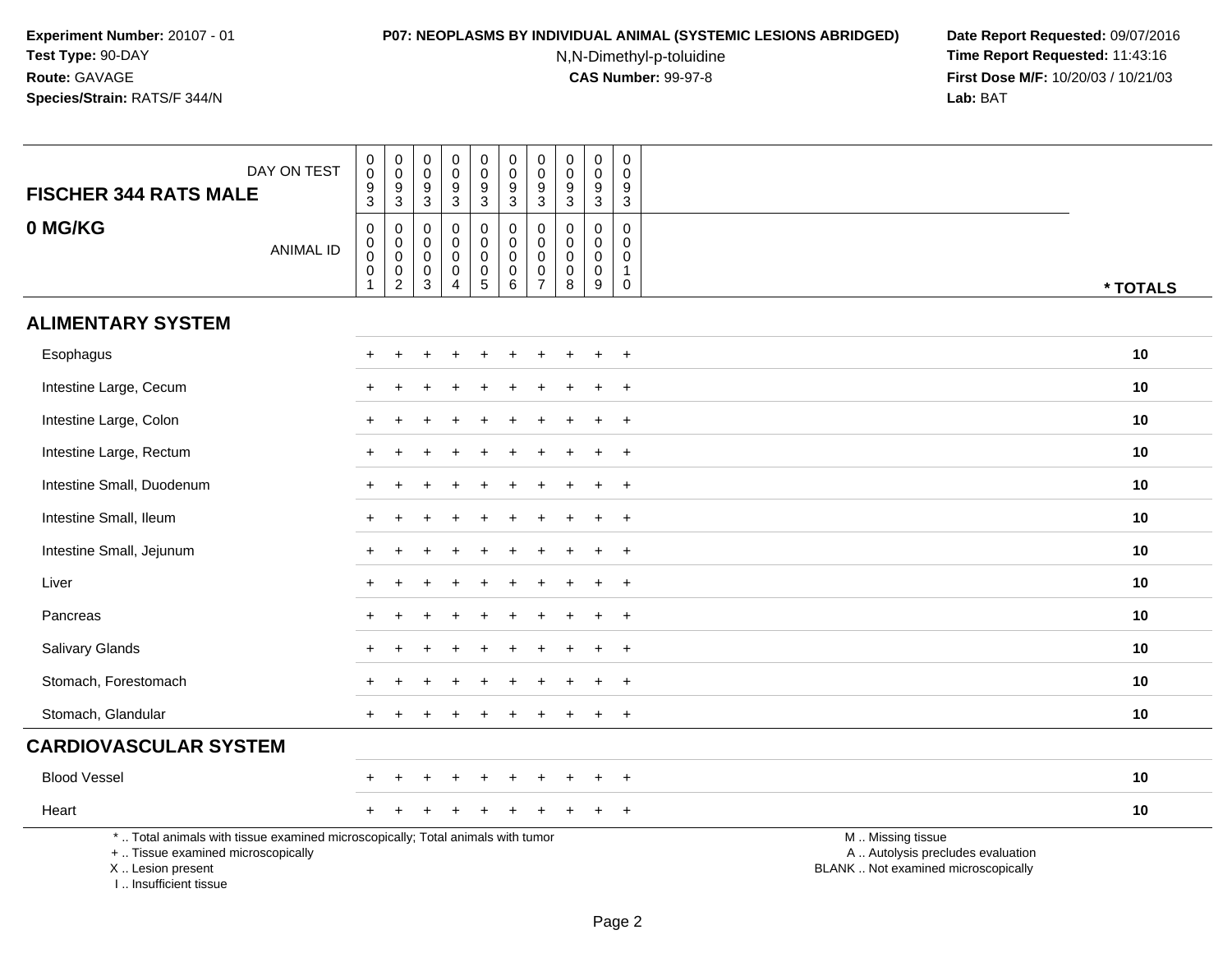**Experiment Number:** 20107 - 01
**Test Type:** 90-DAY
**Route:** GAVAGE
**Species/Strain:** RATS/F 344/N

**P07: NEOPLASMS BY INDIVIDUAL ANIMAL (SYSTEMIC LESIONS ABRIDGED)**
N,N-Dimethyl-p-toluidine
**CAS Number:** 99-97-8

**Date Report Requested:** 09/07/2016
**Time Report Requested:** 11:43:16
**First Dose M/F:** 10/20/03 / 10/21/03
**Lab:** BAT

| FISCHER 344 RATS MALE — DAY ON TEST | 0093 | 0093 | 0093 | 0093 | 0093 | 0093 | 0093 | 0093 | 0093 | 0093 | |
|---|---|---|---|---|---|---|---|---|---|---|---|
| **0 MG/KG** — ANIMAL ID | 00001 | 00002 | 00003 | 00004 | 00005 | 00006 | 00007 | 00008 | 00009 | 00010 | *** TOTALS** |
| **ALIMENTARY SYSTEM** | | | | | | | | | | | |
| Esophagus | + | + | + | + | + | + | + | + | + | + | **10** |
| Intestine Large, Cecum | + | + | + | + | + | + | + | + | + | + | **10** |
| Intestine Large, Colon | + | + | + | + | + | + | + | + | + | + | **10** |
| Intestine Large, Rectum | + | + | + | + | + | + | + | + | + | + | **10** |
| Intestine Small, Duodenum | + | + | + | + | + | + | + | + | + | + | **10** |
| Intestine Small, Ileum | + | + | + | + | + | + | + | + | + | + | **10** |
| Intestine Small, Jejunum | + | + | + | + | + | + | + | + | + | + | **10** |
| Liver | + | + | + | + | + | + | + | + | + | + | **10** |
| Pancreas | + | + | + | + | + | + | + | + | + | + | **10** |
| Salivary Glands | + | + | + | + | + | + | + | + | + | + | **10** |
| Stomach, Forestomach | + | + | + | + | + | + | + | + | + | + | **10** |
| Stomach, Glandular | + | + | + | + | + | + | + | + | + | + | **10** |
| **CARDIOVASCULAR SYSTEM** | | | | | | | | | | | |
| Blood Vessel | + | + | + | + | + | + | + | + | + | + | **10** |
| Heart | + | + | + | + | + | + | + | + | + | + | **10** |

\* .. Total animals with tissue examined microscopically; Total animals with tumor
\+ .. Tissue examined microscopically
X .. Lesion present
I .. Insufficient tissue

M .. Missing tissue
A .. Autolysis precludes evaluation
BLANK .. Not examined microscopically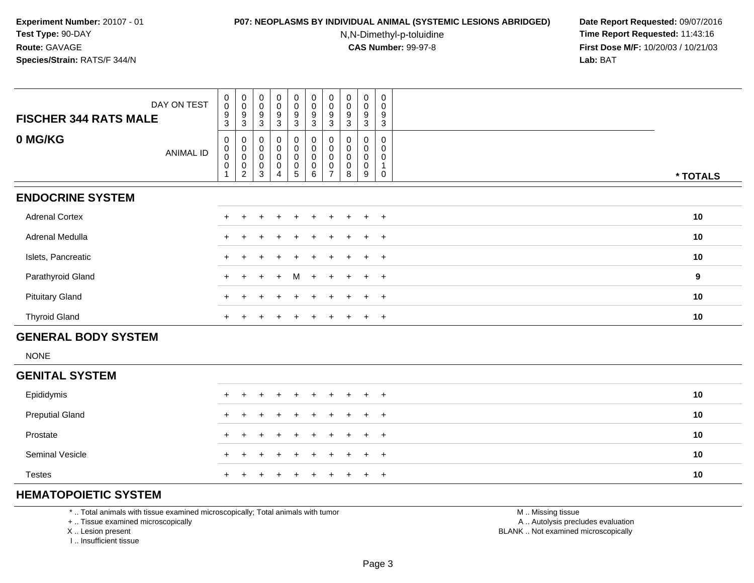**Experiment Number:** 20107 - 01
**Test Type:** 90-DAY
**Route:** GAVAGE
**Species/Strain:** RATS/F 344/N

**P07: NEOPLASMS BY INDIVIDUAL ANIMAL (SYSTEMIC LESIONS ABRIDGED)**
N,N-Dimethyl-p-toluidine
**CAS Number:** 99-97-8

**Date Report Requested:** 09/07/2016
**Time Report Requested:** 11:43:16
**First Dose M/F:** 10/20/03 / 10/21/03
**Lab:** BAT

| FISCHER 344 RATS MALE — DAY ON TEST | 0093 | 0093 | 0093 | 0093 | 0093 | 0093 | 0093 | 0093 | 0093 | 0093 | |
|---|---|---|---|---|---|---|---|---|---|---|---|
| **0 MG/KG** — ANIMAL ID | 00001 | 00002 | 00003 | 00004 | 00005 | 00006 | 00007 | 00008 | 00009 | 00010 | *** TOTALS** |
| **ENDOCRINE SYSTEM** | | | | | | | | | | | |
| Adrenal Cortex | + | + | + | + | + | + | + | + | + | + | 10 |
| Adrenal Medulla | + | + | + | + | + | + | + | + | + | + | 10 |
| Islets, Pancreatic | + | + | + | + | + | + | + | + | + | + | 10 |
| Parathyroid Gland | + | + | + | + | M | + | + | + | + | + | 9 |
| Pituitary Gland | + | + | + | + | + | + | + | + | + | + | 10 |
| Thyroid Gland | + | + | + | + | + | + | + | + | + | + | 10 |
| **GENERAL BODY SYSTEM** | | | | | | | | | | | |
| NONE | | | | | | | | | | | |
| **GENITAL SYSTEM** | | | | | | | | | | | |
| Epididymis | + | + | + | + | + | + | + | + | + | + | 10 |
| Preputial Gland | + | + | + | + | + | + | + | + | + | + | 10 |
| Prostate | + | + | + | + | + | + | + | + | + | + | 10 |
| Seminal Vesicle | + | + | + | + | + | + | + | + | + | + | 10 |
| Testes | + | + | + | + | + | + | + | + | + | + | 10 |
| **HEMATOPOIETIC SYSTEM** | | | | | | | | | | | |

* .. Total animals with tissue examined microscopically; Total animals with tumor
+ .. Tissue examined microscopically
X .. Lesion present
I .. Insufficient tissue

M .. Missing tissue
A .. Autolysis precludes evaluation
BLANK .. Not examined microscopically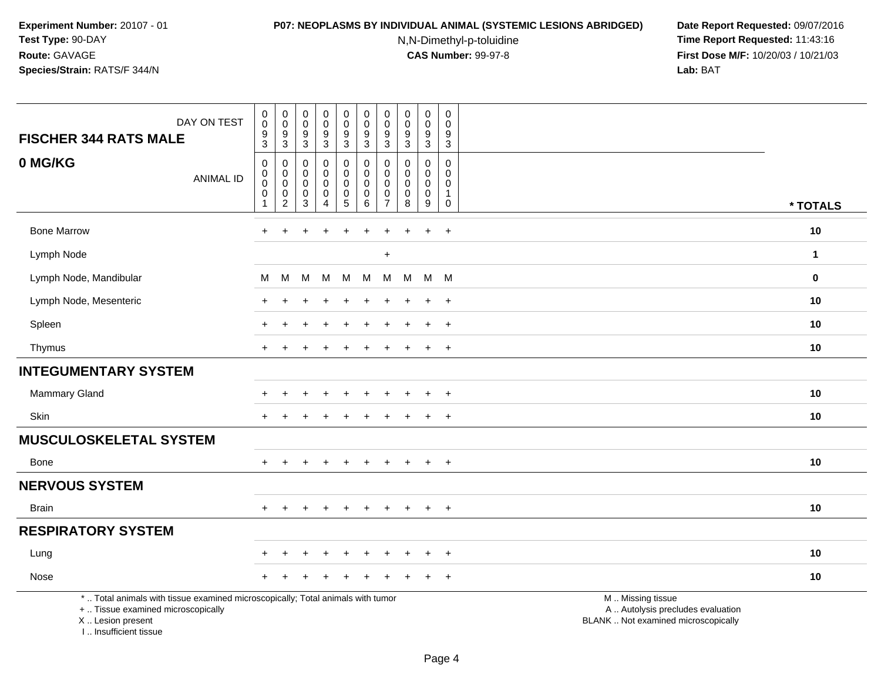**Experiment Number:** 20107 - 01
**Test Type:** 90-DAY
**Route:** GAVAGE
**Species/Strain:** RATS/F 344/N

**P07: NEOPLASMS BY INDIVIDUAL ANIMAL (SYSTEMIC LESIONS ABRIDGED)**
N,N-Dimethyl-p-toluidine
**CAS Number:** 99-97-8

**Date Report Requested:** 09/07/2016
**Time Report Requested:** 11:43:16
**First Dose M/F:** 10/20/03 / 10/21/03
**Lab:** BAT

| FISCHER 344 RATS MALE — DAY ON TEST | 0093 | 0093 | 0093 | 0093 | 0093 | 0093 | 0093 | 0093 | 0093 | 0093 | |
|---|---|---|---|---|---|---|---|---|---|---|---|
| **0 MG/KG** — ANIMAL ID | 00001 | 00002 | 00003 | 00004 | 00005 | 00006 | 00007 | 00008 | 00009 | 00010 | **\* TOTALS** |
| Bone Marrow | + | + | + | + | + | + | + | + | + | + | **10** |
| Lymph Node | | | | | | | + | | | | **1** |
| Lymph Node, Mandibular | M | M | M | M | M | M | M | M | M | M | **0** |
| Lymph Node, Mesenteric | + | + | + | + | + | + | + | + | + | + | **10** |
| Spleen | + | + | + | + | + | + | + | + | + | + | **10** |
| Thymus | + | + | + | + | + | + | + | + | + | + | **10** |
| **INTEGUMENTARY SYSTEM** | | | | | | | | | | | |
| Mammary Gland | + | + | + | + | + | + | + | + | + | + | **10** |
| Skin | + | + | + | + | + | + | + | + | + | + | **10** |
| **MUSCULOSKELETAL SYSTEM** | | | | | | | | | | | |
| Bone | + | + | + | + | + | + | + | + | + | + | **10** |
| **NERVOUS SYSTEM** | | | | | | | | | | | |
| Brain | + | + | + | + | + | + | + | + | + | + | **10** |
| **RESPIRATORY SYSTEM** | | | | | | | | | | | |
| Lung | + | + | + | + | + | + | + | + | + | + | **10** |
| Nose | + | + | + | + | + | + | + | + | + | + | **10** |

\* .. Total animals with tissue examined microscopically; Total animals with tumor
\+ .. Tissue examined microscopically
X .. Lesion present
I .. Insufficient tissue

M .. Missing tissue
A .. Autolysis precludes evaluation
BLANK .. Not examined microscopically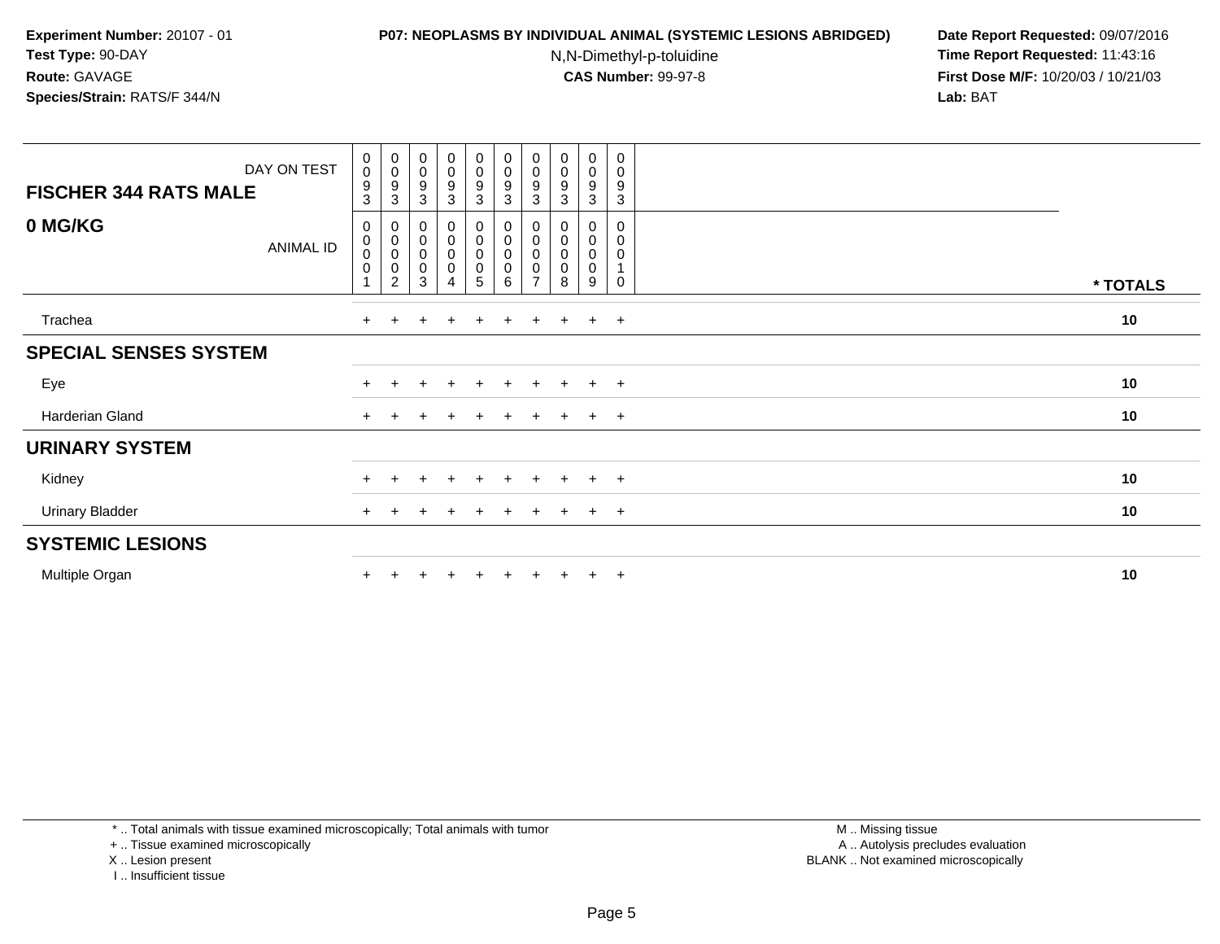**Experiment Number:** 20107 - 01
**Test Type:** 90-DAY
**Route:** GAVAGE
**Species/Strain:** RATS/F 344/N

**P07: NEOPLASMS BY INDIVIDUAL ANIMAL (SYSTEMIC LESIONS ABRIDGED)**
N,N-Dimethyl-p-toluidine
**CAS Number:** 99-97-8

**Date Report Requested:** 09/07/2016
**Time Report Requested:** 11:43:16
**First Dose M/F:** 10/20/03 / 10/21/03
**Lab:** BAT

| FISCHER 344 RATS MALE — DAY ON TEST | 0093 | 0093 | 0093 | 0093 | 0093 | 0093 | 0093 | 0093 | 0093 | 0093 | |
|---|---|---|---|---|---|---|---|---|---|---|---|
| **0 MG/KG** — ANIMAL ID | 00001 | 00002 | 00003 | 00004 | 00005 | 00006 | 00007 | 00008 | 00009 | 00010 | *** TOTALS** |
| Trachea | + | + | + | + | + | + | + | + | + | + | **10** |
| **SPECIAL SENSES SYSTEM** | | | | | | | | | | | |
| Eye | + | + | + | + | + | + | + | + | + | + | **10** |
| Harderian Gland | + | + | + | + | + | + | + | + | + | + | **10** |
| **URINARY SYSTEM** | | | | | | | | | | | |
| Kidney | + | + | + | + | + | + | + | + | + | + | **10** |
| Urinary Bladder | + | + | + | + | + | + | + | + | + | + | **10** |
| **SYSTEMIC LESIONS** | | | | | | | | | | | |
| Multiple Organ | + | + | + | + | + | + | + | + | + | + | **10** |

* .. Total animals with tissue examined microscopically; Total animals with tumor
+ .. Tissue examined microscopically
X .. Lesion present
I .. Insufficient tissue

M .. Missing tissue
A .. Autolysis precludes evaluation
BLANK .. Not examined microscopically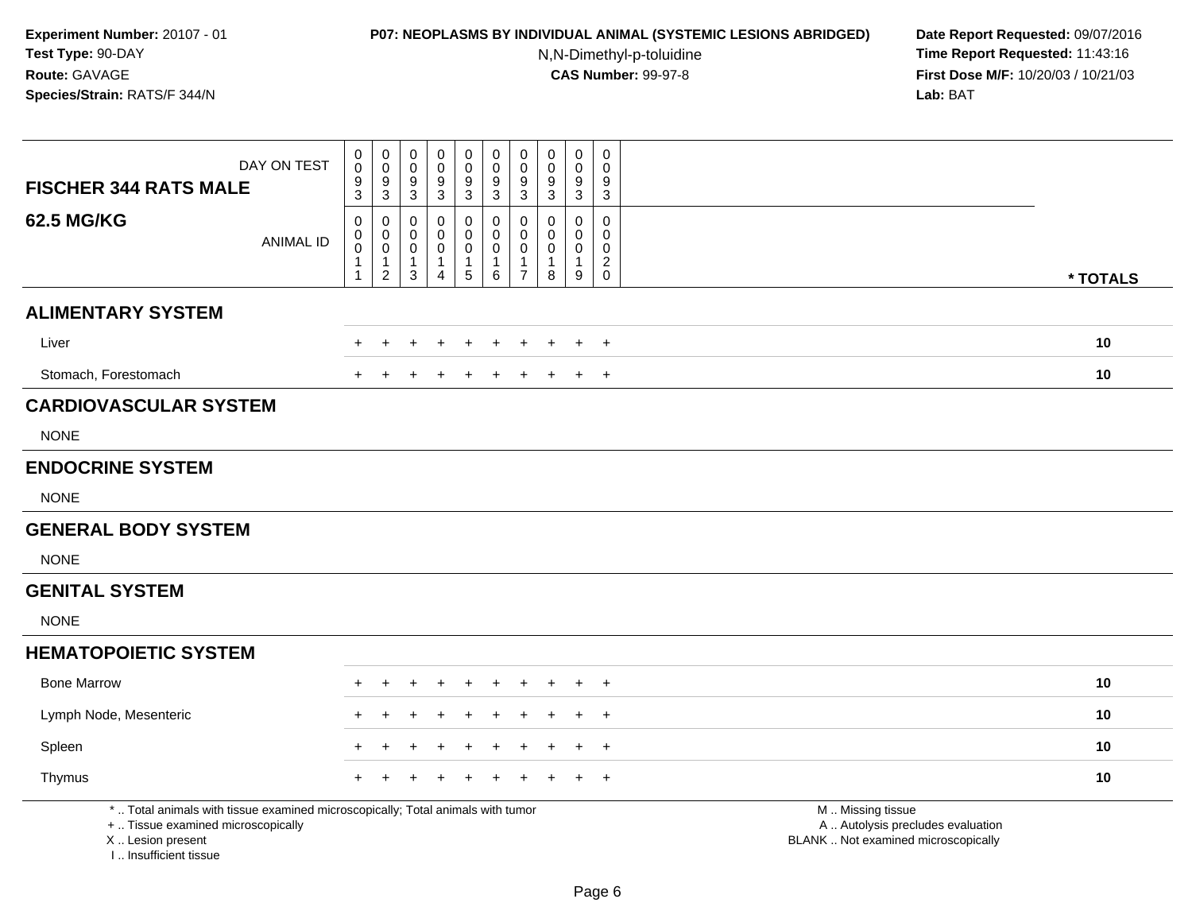**Experiment Number:** 20107 - 01
**Test Type:** 90-DAY
**Route:** GAVAGE
**Species/Strain:** RATS/F 344/N

**P07: NEOPLASMS BY INDIVIDUAL ANIMAL (SYSTEMIC LESIONS ABRIDGED)**
N,N-Dimethyl-p-toluidine
**CAS Number:** 99-97-8

**Date Report Requested:** 09/07/2016
**Time Report Requested:** 11:43:16
**First Dose M/F:** 10/20/03 / 10/21/03
**Lab:** BAT

| FISCHER 344 RATS MALE — DAY ON TEST | 0093 | 0093 | 0093 | 0093 | 0093 | 0093 | 0093 | 0093 | 0093 | 0093 | |
|---|---|---|---|---|---|---|---|---|---|---|---|
| **62.5 MG/KG** — ANIMAL ID | 00011 | 00012 | 00013 | 00014 | 00015 | 00016 | 00017 | 00018 | 00019 | 00020 | * TOTALS |
| **ALIMENTARY SYSTEM** | | | | | | | | | | | |
| Liver | + | + | + | + | + | + | + | + | + | + | 10 |
| Stomach, Forestomach | + | + | + | + | + | + | + | + | + | + | 10 |
| **CARDIOVASCULAR SYSTEM** | | | | | | | | | | | |
| NONE | | | | | | | | | | | |
| **ENDOCRINE SYSTEM** | | | | | | | | | | | |
| NONE | | | | | | | | | | | |
| **GENERAL BODY SYSTEM** | | | | | | | | | | | |
| NONE | | | | | | | | | | | |
| **GENITAL SYSTEM** | | | | | | | | | | | |
| NONE | | | | | | | | | | | |
| **HEMATOPOIETIC SYSTEM** | | | | | | | | | | | |
| Bone Marrow | + | + | + | + | + | + | + | + | + | + | 10 |
| Lymph Node, Mesenteric | + | + | + | + | + | + | + | + | + | + | 10 |
| Spleen | + | + | + | + | + | + | + | + | + | + | 10 |
| Thymus | + | + | + | + | + | + | + | + | + | + | 10 |

* .. Total animals with tissue examined microscopically; Total animals with tumor
+ .. Tissue examined microscopically
X .. Lesion present
I .. Insufficient tissue

M .. Missing tissue
A .. Autolysis precludes evaluation
BLANK .. Not examined microscopically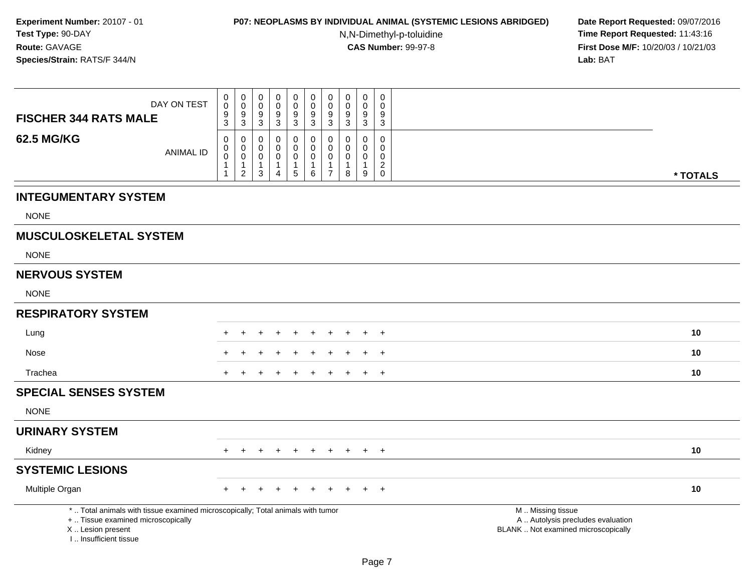**Experiment Number:** 20107 - 01
**Test Type:** 90-DAY
**Route:** GAVAGE
**Species/Strain:** RATS/F 344/N

**P07: NEOPLASMS BY INDIVIDUAL ANIMAL (SYSTEMIC LESIONS ABRIDGED)**
N,N-Dimethyl-p-toluidine
**CAS Number:** 99-97-8

**Date Report Requested:** 09/07/2016
**Time Report Requested:** 11:43:16
**First Dose M/F:** 10/20/03 / 10/21/03
**Lab:** BAT

| FISCHER 344 RATS MALE — DAY ON TEST | 0093 | 0093 | 0093 | 0093 | 0093 | 0093 | 0093 | 0093 | 0093 | 0093 | |
|---|---|---|---|---|---|---|---|---|---|---|---|
| **62.5 MG/KG** — ANIMAL ID | 00011 | 00012 | 00013 | 00014 | 00015 | 00016 | 00017 | 00018 | 00019 | 00020 | *** TOTALS** |
| **INTEGUMENTARY SYSTEM** | | | | | | | | | | | |
| NONE | | | | | | | | | | | |
| **MUSCULOSKELETAL SYSTEM** | | | | | | | | | | | |
| NONE | | | | | | | | | | | |
| **NERVOUS SYSTEM** | | | | | | | | | | | |
| NONE | | | | | | | | | | | |
| **RESPIRATORY SYSTEM** | | | | | | | | | | | |
| Lung | + | + | + | + | + | + | + | + | + | + | 10 |
| Nose | + | + | + | + | + | + | + | + | + | + | 10 |
| Trachea | + | + | + | + | + | + | + | + | + | + | 10 |
| **SPECIAL SENSES SYSTEM** | | | | | | | | | | | |
| NONE | | | | | | | | | | | |
| **URINARY SYSTEM** | | | | | | | | | | | |
| Kidney | + | + | + | + | + | + | + | + | + | + | 10 |
| **SYSTEMIC LESIONS** | | | | | | | | | | | |
| Multiple Organ | + | + | + | + | + | + | + | + | + | + | 10 |

* .. Total animals with tissue examined microscopically; Total animals with tumor
+ .. Tissue examined microscopically
X .. Lesion present
I .. Insufficient tissue

M .. Missing tissue
A .. Autolysis precludes evaluation
BLANK .. Not examined microscopically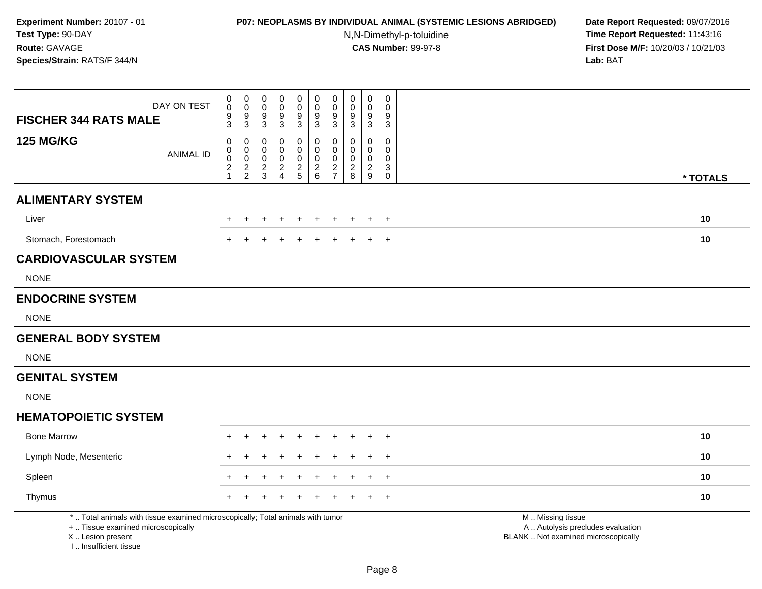**Experiment Number:** 20107 - 01
**Test Type:** 90-DAY
**Route:** GAVAGE
**Species/Strain:** RATS/F 344/N

**P07: NEOPLASMS BY INDIVIDUAL ANIMAL (SYSTEMIC LESIONS ABRIDGED)**
N,N-Dimethyl-p-toluidine
**CAS Number:** 99-97-8

**Date Report Requested:** 09/07/2016
**Time Report Requested:** 11:43:16
**First Dose M/F:** 10/20/03 / 10/21/03
**Lab:** BAT

| FISCHER 344 RATS MALE — DAY ON TEST | 0093 | 0093 | 0093 | 0093 | 0093 | 0093 | 0093 | 0093 | 0093 | 0093 | |
|---|---|---|---|---|---|---|---|---|---|---|---|
| **125 MG/KG** — ANIMAL ID | 00021 | 00022 | 00023 | 00024 | 00025 | 00026 | 00027 | 00028 | 00029 | 00030 | **\* TOTALS** |
| **ALIMENTARY SYSTEM** | | | | | | | | | | | |
| Liver | + | + | + | + | + | + | + | + | + | + | **10** |
| Stomach, Forestomach | + | + | + | + | + | + | + | + | + | + | **10** |
| **CARDIOVASCULAR SYSTEM** | | | | | | | | | | | |
| NONE | | | | | | | | | | | |
| **ENDOCRINE SYSTEM** | | | | | | | | | | | |
| NONE | | | | | | | | | | | |
| **GENERAL BODY SYSTEM** | | | | | | | | | | | |
| NONE | | | | | | | | | | | |
| **GENITAL SYSTEM** | | | | | | | | | | | |
| NONE | | | | | | | | | | | |
| **HEMATOPOIETIC SYSTEM** | | | | | | | | | | | |
| Bone Marrow | + | + | + | + | + | + | + | + | + | + | **10** |
| Lymph Node, Mesenteric | + | + | + | + | + | + | + | + | + | + | **10** |
| Spleen | + | + | + | + | + | + | + | + | + | + | **10** |
| Thymus | + | + | + | + | + | + | + | + | + | + | **10** |

\* .. Total animals with tissue examined microscopically; Total animals with tumor
\+ .. Tissue examined microscopically
X .. Lesion present
I .. Insufficient tissue

M .. Missing tissue
A .. Autolysis precludes evaluation
BLANK .. Not examined microscopically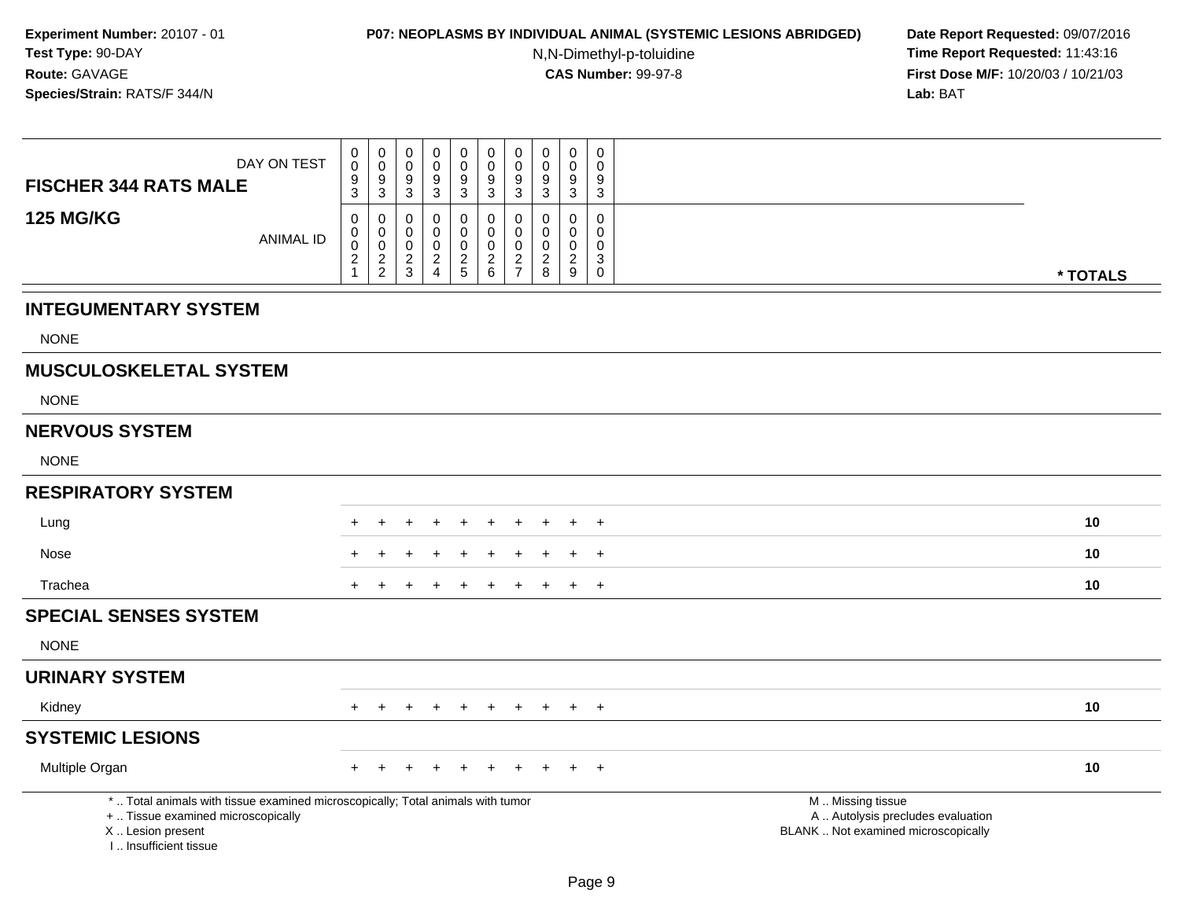**Experiment Number:** 20107 - 01
**Test Type:** 90-DAY
**Route:** GAVAGE
**Species/Strain:** RATS/F 344/N

**P07: NEOPLASMS BY INDIVIDUAL ANIMAL (SYSTEMIC LESIONS ABRIDGED)**
N,N-Dimethyl-p-toluidine
**CAS Number:** 99-97-8

**Date Report Requested:** 09/07/2016
**Time Report Requested:** 11:43:16
**First Dose M/F:** 10/20/03 / 10/21/03
**Lab:** BAT

| FISCHER 344 RATS MALE 125 MG/KG | | | | | | | | | | | |
|---|---|---|---|---|---|---|---|---|---|---|---|
| DAY ON TEST | 0093 | 0093 | 0093 | 0093 | 0093 | 0093 | 0093 | 0093 | 0093 | 0093 | |
| ANIMAL ID | 00021 | 00022 | 00023 | 00024 | 00025 | 00026 | 00027 | 00028 | 00029 | 00030 | * TOTALS |
| **INTEGUMENTARY SYSTEM** | | | | | | | | | | | |
| NONE | | | | | | | | | | | |
| **MUSCULOSKELETAL SYSTEM** | | | | | | | | | | | |
| NONE | | | | | | | | | | | |
| **NERVOUS SYSTEM** | | | | | | | | | | | |
| NONE | | | | | | | | | | | |
| **RESPIRATORY SYSTEM** | | | | | | | | | | | |
| Lung | + | + | + | + | + | + | + | + | + | + | 10 |
| Nose | + | + | + | + | + | + | + | + | + | + | 10 |
| Trachea | + | + | + | + | + | + | + | + | + | + | 10 |
| **SPECIAL SENSES SYSTEM** | | | | | | | | | | | |
| NONE | | | | | | | | | | | |
| **URINARY SYSTEM** | | | | | | | | | | | |
| Kidney | + | + | + | + | + | + | + | + | + | + | 10 |
| **SYSTEMIC LESIONS** | | | | | | | | | | | |
| Multiple Organ | + | + | + | + | + | + | + | + | + | + | 10 |

* .. Total animals with tissue examined microscopically; Total animals with tumor
+ .. Tissue examined microscopically
X .. Lesion present
I .. Insufficient tissue

M .. Missing tissue
A .. Autolysis precludes evaluation
BLANK .. Not examined microscopically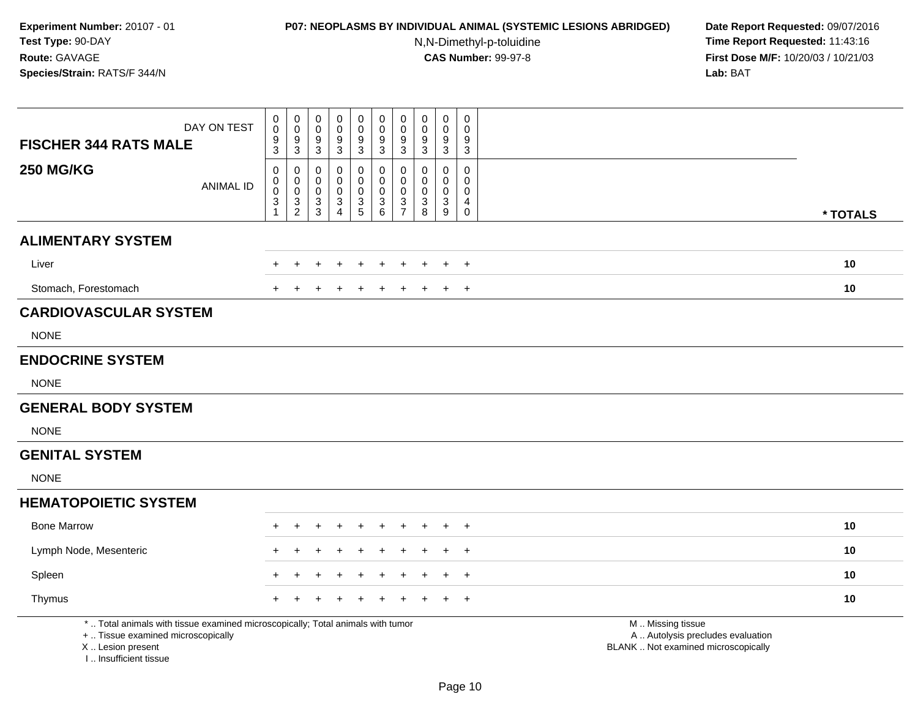**Experiment Number:** 20107 - 01
**Test Type:** 90-DAY
**Route:** GAVAGE
**Species/Strain:** RATS/F 344/N

**P07: NEOPLASMS BY INDIVIDUAL ANIMAL (SYSTEMIC LESIONS ABRIDGED)**
N,N-Dimethyl-p-toluidine
**CAS Number:** 99-97-8

**Date Report Requested:** 09/07/2016
**Time Report Requested:** 11:43:16
**First Dose M/F:** 10/20/03 / 10/21/03
**Lab:** BAT

| **FISCHER 344 RATS MALE** DAY ON TEST | 0093 | 0093 | 0093 | 0093 | 0093 | 0093 | 0093 | 0093 | 0093 | 0093 | |
|---|---|---|---|---|---|---|---|---|---|---|---|
| **250 MG/KG** ANIMAL ID | 00031 | 00032 | 00033 | 00034 | 00035 | 00036 | 00037 | 00038 | 00039 | 00040 | **\* TOTALS** |
| **ALIMENTARY SYSTEM** | | | | | | | | | | | |
| Liver | + | + | + | + | + | + | + | + | + | + | **10** |
| Stomach, Forestomach | + | + | + | + | + | + | + | + | + | + | **10** |
| **CARDIOVASCULAR SYSTEM** | | | | | | | | | | | |
| NONE | | | | | | | | | | | |
| **ENDOCRINE SYSTEM** | | | | | | | | | | | |
| NONE | | | | | | | | | | | |
| **GENERAL BODY SYSTEM** | | | | | | | | | | | |
| NONE | | | | | | | | | | | |
| **GENITAL SYSTEM** | | | | | | | | | | | |
| NONE | | | | | | | | | | | |
| **HEMATOPOIETIC SYSTEM** | | | | | | | | | | | |
| Bone Marrow | + | + | + | + | + | + | + | + | + | + | **10** |
| Lymph Node, Mesenteric | + | + | + | + | + | + | + | + | + | + | **10** |
| Spleen | + | + | + | + | + | + | + | + | + | + | **10** |
| Thymus | + | + | + | + | + | + | + | + | + | + | **10** |

\* .. Total animals with tissue examined microscopically; Total animals with tumor
\+ .. Tissue examined microscopically
X .. Lesion present
I .. Insufficient tissue

M .. Missing tissue
A .. Autolysis precludes evaluation
BLANK .. Not examined microscopically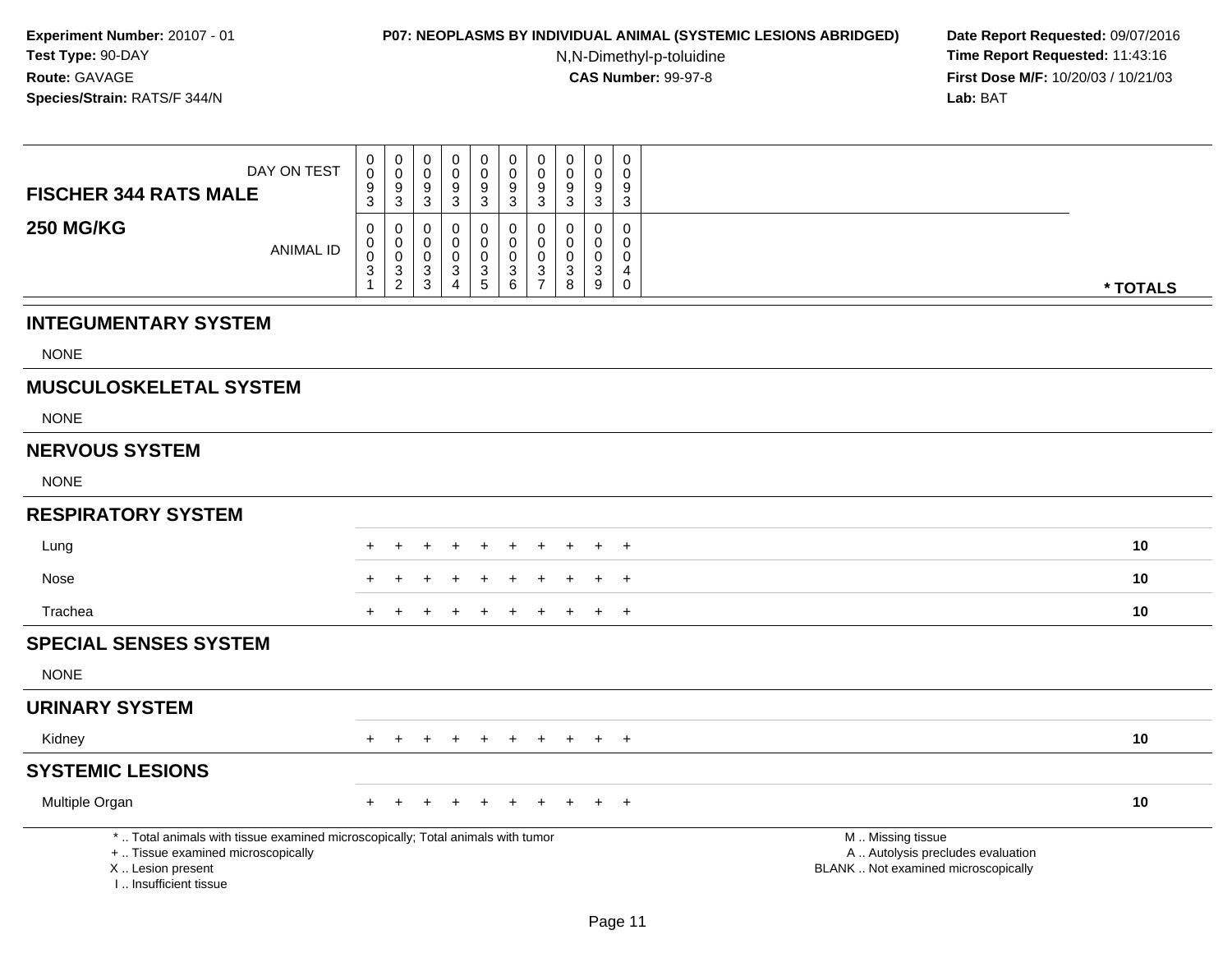**Experiment Number:** 20107 - 01
**Test Type:** 90-DAY
**Route:** GAVAGE
**Species/Strain:** RATS/F 344/N

**P07: NEOPLASMS BY INDIVIDUAL ANIMAL (SYSTEMIC LESIONS ABRIDGED)**
N,N-Dimethyl-p-toluidine
**CAS Number:** 99-97-8

**Date Report Requested:** 09/07/2016
**Time Report Requested:** 11:43:16
**First Dose M/F:** 10/20/03 / 10/21/03
**Lab:** BAT

| **FISCHER 344 RATS MALE** DAY ON TEST | 0093 | 0093 | 0093 | 0093 | 0093 | 0093 | 0093 | 0093 | 0093 | 0093 | |
|---|---|---|---|---|---|---|---|---|---|---|---|
| **250 MG/KG** ANIMAL ID | 00031 | 00032 | 00033 | 00034 | 00035 | 00036 | 00037 | 00038 | 00039 | 00040 | *** TOTALS** |
| **INTEGUMENTARY SYSTEM** | | | | | | | | | | | |
| NONE | | | | | | | | | | | |
| **MUSCULOSKELETAL SYSTEM** | | | | | | | | | | | |
| NONE | | | | | | | | | | | |
| **NERVOUS SYSTEM** | | | | | | | | | | | |
| NONE | | | | | | | | | | | |
| **RESPIRATORY SYSTEM** | | | | | | | | | | | |
| Lung | + | + | + | + | + | + | + | + | + | + | **10** |
| Nose | + | + | + | + | + | + | + | + | + | + | **10** |
| Trachea | + | + | + | + | + | + | + | + | + | + | **10** |
| **SPECIAL SENSES SYSTEM** | | | | | | | | | | | |
| NONE | | | | | | | | | | | |
| **URINARY SYSTEM** | | | | | | | | | | | |
| Kidney | + | + | + | + | + | + | + | + | + | + | **10** |
| **SYSTEMIC LESIONS** | | | | | | | | | | | |
| Multiple Organ | + | + | + | + | + | + | + | + | + | + | **10** |

* .. Total animals with tissue examined microscopically; Total animals with tumor
+ .. Tissue examined microscopically
X .. Lesion present
I .. Insufficient tissue

M .. Missing tissue
A .. Autolysis precludes evaluation
BLANK .. Not examined microscopically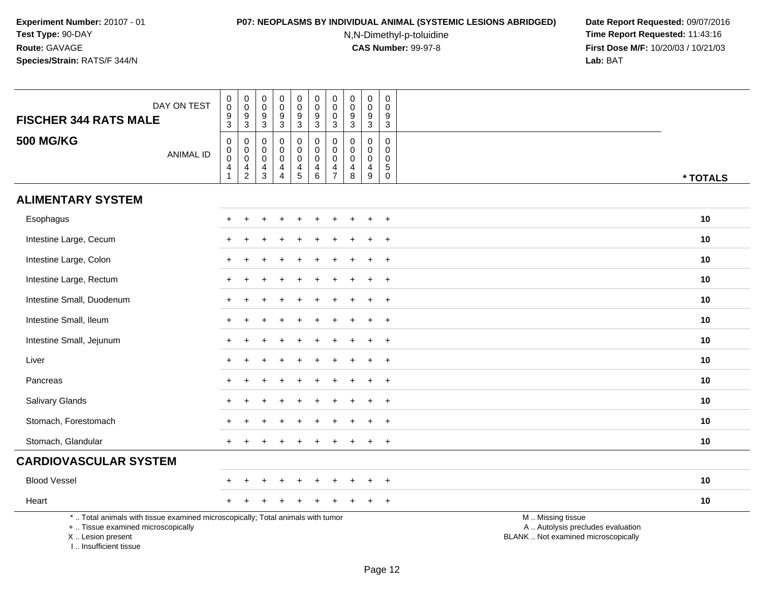**Experiment Number:** 20107 - 01
**Test Type:** 90-DAY
**Route:** GAVAGE
**Species/Strain:** RATS/F 344/N

**P07: NEOPLASMS BY INDIVIDUAL ANIMAL (SYSTEMIC LESIONS ABRIDGED)**
N,N-Dimethyl-p-toluidine
**CAS Number:** 99-97-8

**Date Report Requested:** 09/07/2016
**Time Report Requested:** 11:43:16
**First Dose M/F:** 10/20/03 / 10/21/03
**Lab:** BAT

| FISCHER 344 RATS MALE — DAY ON TEST | 0093 | 0093 | 0093 | 0093 | 0093 | 0093 | 0003 | 0093 | 0093 | 0093 | |
|---|---|---|---|---|---|---|---|---|---|---|---|
| **500 MG/KG** — ANIMAL ID | 00041 | 00042 | 00043 | 00044 | 00045 | 00046 | 00047 | 00048 | 00049 | 00050 | *** TOTALS** |
| **ALIMENTARY SYSTEM** | | | | | | | | | | | |
| Esophagus | + | + | + | + | + | + | + | + | + | + | 10 |
| Intestine Large, Cecum | + | + | + | + | + | + | + | + | + | + | 10 |
| Intestine Large, Colon | + | + | + | + | + | + | + | + | + | + | 10 |
| Intestine Large, Rectum | + | + | + | + | + | + | + | + | + | + | 10 |
| Intestine Small, Duodenum | + | + | + | + | + | + | + | + | + | + | 10 |
| Intestine Small, Ileum | + | + | + | + | + | + | + | + | + | + | 10 |
| Intestine Small, Jejunum | + | + | + | + | + | + | + | + | + | + | 10 |
| Liver | + | + | + | + | + | + | + | + | + | + | 10 |
| Pancreas | + | + | + | + | + | + | + | + | + | + | 10 |
| Salivary Glands | + | + | + | + | + | + | + | + | + | + | 10 |
| Stomach, Forestomach | + | + | + | + | + | + | + | + | + | + | 10 |
| Stomach, Glandular | + | + | + | + | + | + | + | + | + | + | 10 |
| **CARDIOVASCULAR SYSTEM** | | | | | | | | | | | |
| Blood Vessel | + | + | + | + | + | + | + | + | + | + | 10 |
| Heart | + | + | + | + | + | + | + | + | + | + | 10 |

* .. Total animals with tissue examined microscopically; Total animals with tumor
+ .. Tissue examined microscopically
X .. Lesion present
I .. Insufficient tissue

M .. Missing tissue
A .. Autolysis precludes evaluation
BLANK .. Not examined microscopically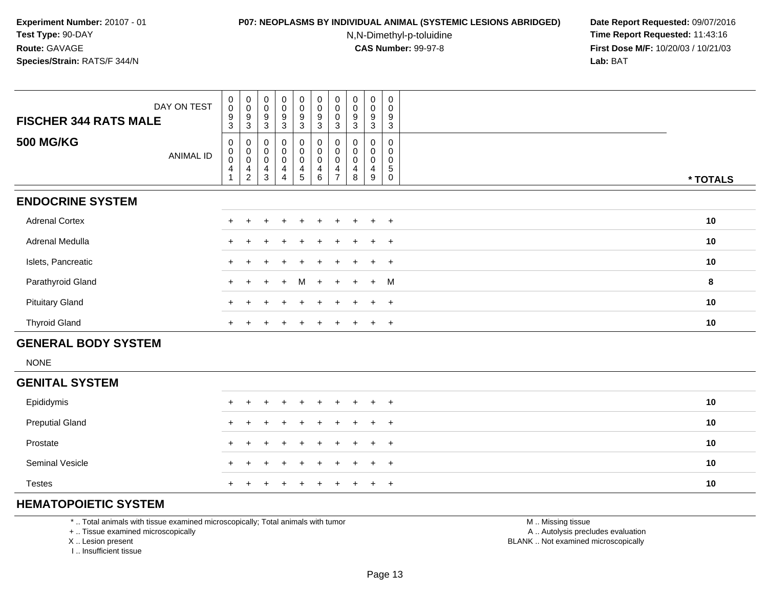**Experiment Number:** 20107 - 01
**Test Type:** 90-DAY
**Route:** GAVAGE
**Species/Strain:** RATS/F 344/N

**P07: NEOPLASMS BY INDIVIDUAL ANIMAL (SYSTEMIC LESIONS ABRIDGED)**
N,N-Dimethyl-p-toluidine
**CAS Number:** 99-97-8

**Date Report Requested:** 09/07/2016
**Time Report Requested:** 11:43:16
**First Dose M/F:** 10/20/03 / 10/21/03
**Lab:** BAT

| **FISCHER 344 RATS MALE** DAY ON TEST | 0093 | 0093 | 0093 | 0093 | 0093 | 0093 | 0003 | 0093 | 0093 | 0093 | |
|---|---|---|---|---|---|---|---|---|---|---|---|
| **500 MG/KG** ANIMAL ID | 00041 | 00042 | 00043 | 00044 | 00045 | 00046 | 00047 | 00048 | 00049 | 00050 | **\* TOTALS** |
| **ENDOCRINE SYSTEM** | | | | | | | | | | | |
| Adrenal Cortex | + | + | + | + | + | + | + | + | + | + | **10** |
| Adrenal Medulla | + | + | + | + | + | + | + | + | + | + | **10** |
| Islets, Pancreatic | + | + | + | + | + | + | + | + | + | + | **10** |
| Parathyroid Gland | + | + | + | + | M | + | + | + | + | M | **8** |
| Pituitary Gland | + | + | + | + | + | + | + | + | + | + | **10** |
| Thyroid Gland | + | + | + | + | + | + | + | + | + | + | **10** |
| **GENERAL BODY SYSTEM** | | | | | | | | | | | |
| NONE | | | | | | | | | | | |
| **GENITAL SYSTEM** | | | | | | | | | | | |
| Epididymis | + | + | + | + | + | + | + | + | + | + | **10** |
| Preputial Gland | + | + | + | + | + | + | + | + | + | + | **10** |
| Prostate | + | + | + | + | + | + | + | + | + | + | **10** |
| Seminal Vesicle | + | + | + | + | + | + | + | + | + | + | **10** |
| Testes | + | + | + | + | + | + | + | + | + | + | **10** |
| **HEMATOPOIETIC SYSTEM** | | | | | | | | | | | |

\* .. Total animals with tissue examined microscopically; Total animals with tumor
\+ .. Tissue examined microscopically
X .. Lesion present
I .. Insufficient tissue

M .. Missing tissue
A .. Autolysis precludes evaluation
BLANK .. Not examined microscopically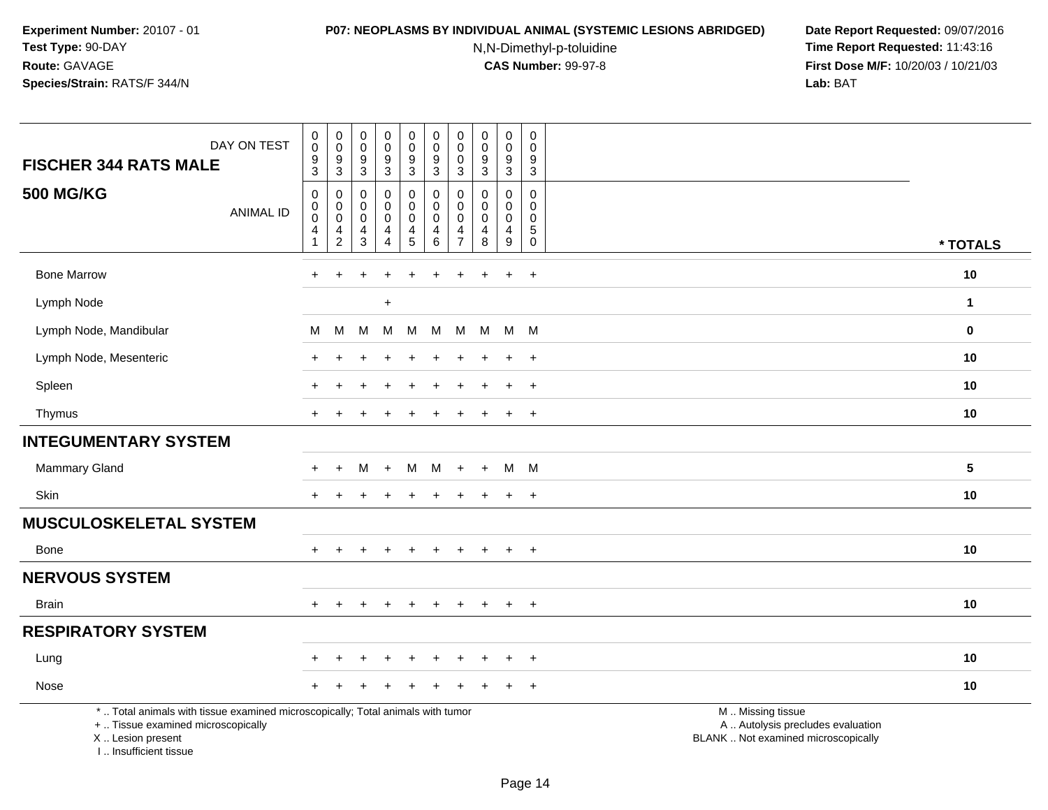**Experiment Number:** 20107 - 01
**Test Type:** 90-DAY
**Route:** GAVAGE
**Species/Strain:** RATS/F 344/N

**P07: NEOPLASMS BY INDIVIDUAL ANIMAL (SYSTEMIC LESIONS ABRIDGED)**
N,N-Dimethyl-p-toluidine
**CAS Number:** 99-97-8

**Date Report Requested:** 09/07/2016
**Time Report Requested:** 11:43:16
**First Dose M/F:** 10/20/03 / 10/21/03
**Lab:** BAT

## FISCHER 344 RATS MALE

## 500 MG/KG

| DAY ON TEST | 0093 | 0093 | 0093 | 0093 | 0093 | 0093 | 0003 | 0093 | 0093 | 0093 | |
|---|---|---|---|---|---|---|---|---|---|---|---|
| ANIMAL ID | 00041 | 00042 | 00043 | 00044 | 00045 | 00046 | 00047 | 00048 | 00049 | 00050 | * TOTALS |
| Bone Marrow | + | + | + | + | + | + | + | + | + | + | 10 |
| Lymph Node | | | | + | | | | | | | 1 |
| Lymph Node, Mandibular | M | M | M | M | M | M | M | M | M | M | 0 |
| Lymph Node, Mesenteric | + | + | + | + | + | + | + | + | + | + | 10 |
| Spleen | + | + | + | + | + | + | + | + | + | + | 10 |
| Thymus | + | + | + | + | + | + | + | + | + | + | 10 |
| **INTEGUMENTARY SYSTEM** | | | | | | | | | | | |
| Mammary Gland | + | + | M | + | M | M | + | + | M | M | 5 |
| Skin | + | + | + | + | + | + | + | + | + | + | 10 |
| **MUSCULOSKELETAL SYSTEM** | | | | | | | | | | | |
| Bone | + | + | + | + | + | + | + | + | + | + | 10 |
| **NERVOUS SYSTEM** | | | | | | | | | | | |
| Brain | + | + | + | + | + | + | + | + | + | + | 10 |
| **RESPIRATORY SYSTEM** | | | | | | | | | | | |
| Lung | + | + | + | + | + | + | + | + | + | + | 10 |
| Nose | + | + | + | + | + | + | + | + | + | + | 10 |

* .. Total animals with tissue examined microscopically; Total animals with tumor
+ .. Tissue examined microscopically
X .. Lesion present
I .. Insufficient tissue

M .. Missing tissue
A .. Autolysis precludes evaluation
BLANK .. Not examined microscopically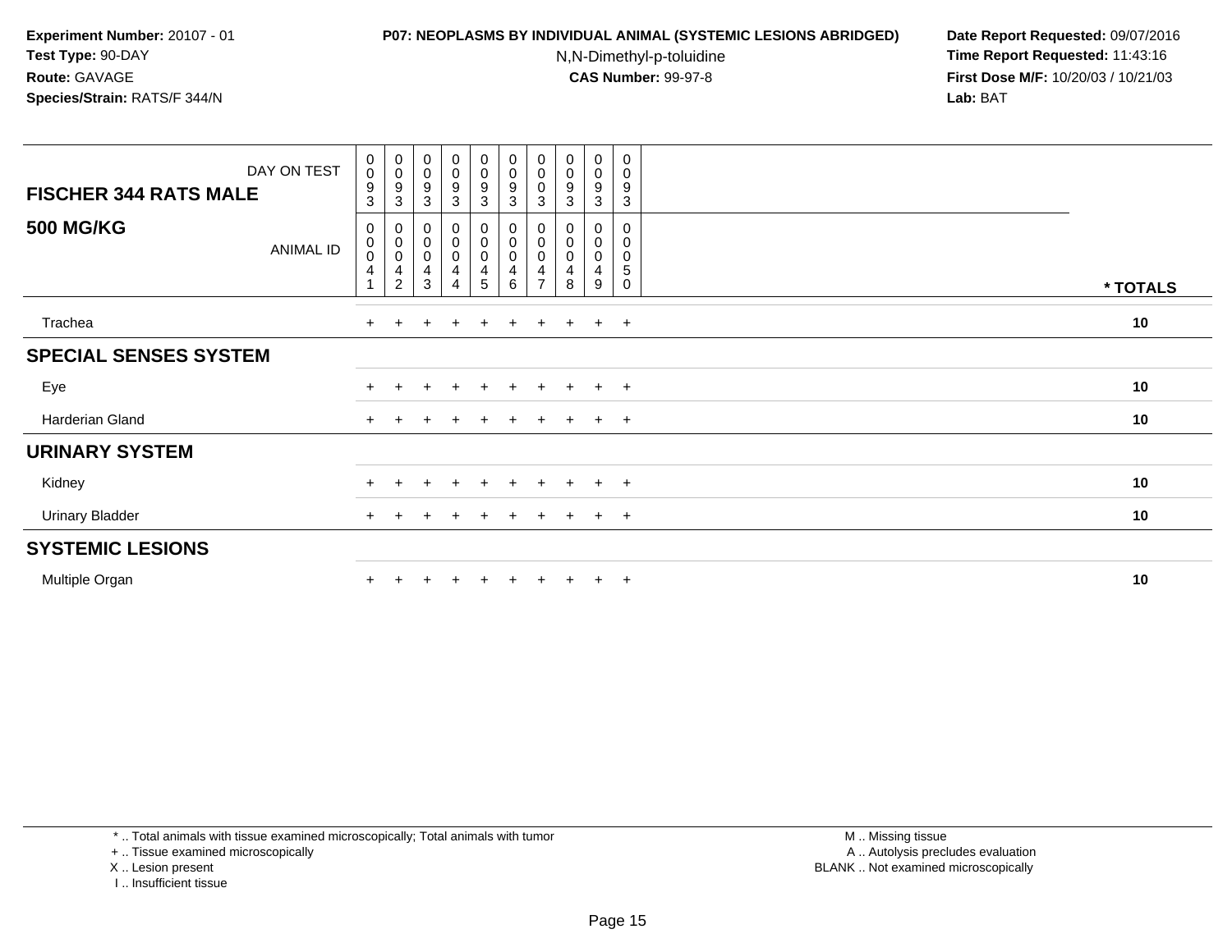**Experiment Number:** 20107 - 01
**Test Type:** 90-DAY
**Route:** GAVAGE
**Species/Strain:** RATS/F 344/N

**P07: NEOPLASMS BY INDIVIDUAL ANIMAL (SYSTEMIC LESIONS ABRIDGED)**
N,N-Dimethyl-p-toluidine
**CAS Number:** 99-97-8

**Date Report Requested:** 09/07/2016
**Time Report Requested:** 11:43:16
**First Dose M/F:** 10/20/03 / 10/21/03
**Lab:** BAT

| FISCHER 344 RATS MALE — DAY ON TEST | 0093 | 0093 | 0093 | 0093 | 0093 | 0093 | 0003 | 0093 | 0093 | 0093 | |
|---|---|---|---|---|---|---|---|---|---|---|---|
| **500 MG/KG** — ANIMAL ID | 00041 | 00042 | 00043 | 00044 | 00045 | 00046 | 00047 | 00048 | 00049 | 00050 | *** TOTALS** |
| Trachea | + | + | + | + | + | + | + | + | + | + | **10** |
| **SPECIAL SENSES SYSTEM** | | | | | | | | | | | |
| Eye | + | + | + | + | + | + | + | + | + | + | **10** |
| Harderian Gland | + | + | + | + | + | + | + | + | + | + | **10** |
| **URINARY SYSTEM** | | | | | | | | | | | |
| Kidney | + | + | + | + | + | + | + | + | + | + | **10** |
| Urinary Bladder | + | + | + | + | + | + | + | + | + | + | **10** |
| **SYSTEMIC LESIONS** | | | | | | | | | | | |
| Multiple Organ | + | + | + | + | + | + | + | + | + | + | **10** |

* .. Total animals with tissue examined microscopically; Total animals with tumor
+ .. Tissue examined microscopically
X .. Lesion present
I .. Insufficient tissue

M .. Missing tissue
A .. Autolysis precludes evaluation
BLANK .. Not examined microscopically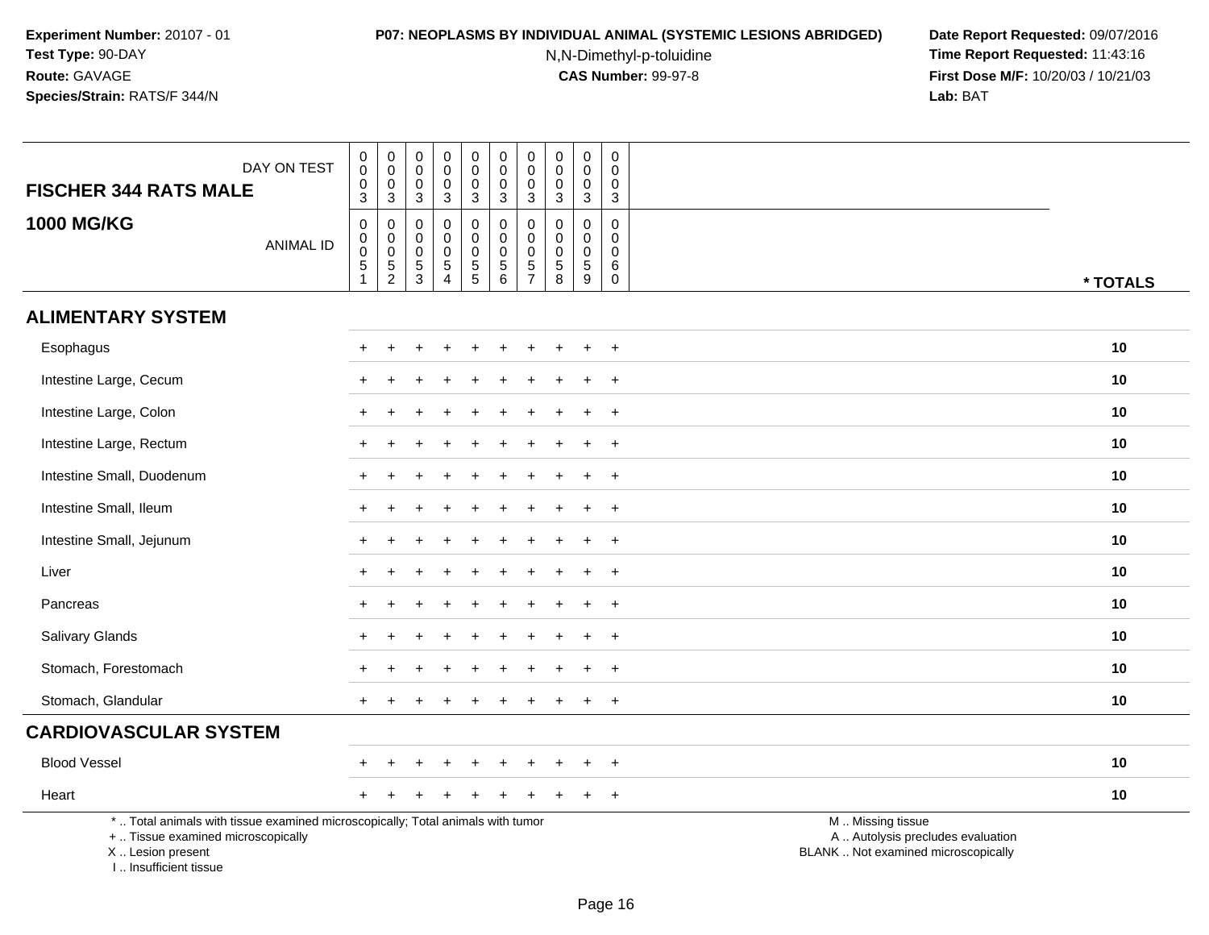**Experiment Number:** 20107 - 01
**Test Type:** 90-DAY
**Route:** GAVAGE
**Species/Strain:** RATS/F 344/N

**P07: NEOPLASMS BY INDIVIDUAL ANIMAL (SYSTEMIC LESIONS ABRIDGED)**
N,N-Dimethyl-p-toluidine
**CAS Number:** 99-97-8

**Date Report Requested:** 09/07/2016
**Time Report Requested:** 11:43:16
**First Dose M/F:** 10/20/03 / 10/21/03
**Lab:** BAT

| FISCHER 344 RATS MALE — DAY ON TEST | 0003 | 0003 | 0003 | 0003 | 0003 | 0003 | 0003 | 0003 | 0003 | 0003 | |
|---|---|---|---|---|---|---|---|---|---|---|---|
| **1000 MG/KG** — ANIMAL ID | 00051 | 00052 | 00053 | 00054 | 00055 | 00056 | 00057 | 00058 | 00059 | 00060 | * TOTALS |
| **ALIMENTARY SYSTEM** | | | | | | | | | | | |
| Esophagus | + | + | + | + | + | + | + | + | + | + | 10 |
| Intestine Large, Cecum | + | + | + | + | + | + | + | + | + | + | 10 |
| Intestine Large, Colon | + | + | + | + | + | + | + | + | + | + | 10 |
| Intestine Large, Rectum | + | + | + | + | + | + | + | + | + | + | 10 |
| Intestine Small, Duodenum | + | + | + | + | + | + | + | + | + | + | 10 |
| Intestine Small, Ileum | + | + | + | + | + | + | + | + | + | + | 10 |
| Intestine Small, Jejunum | + | + | + | + | + | + | + | + | + | + | 10 |
| Liver | + | + | + | + | + | + | + | + | + | + | 10 |
| Pancreas | + | + | + | + | + | + | + | + | + | + | 10 |
| Salivary Glands | + | + | + | + | + | + | + | + | + | + | 10 |
| Stomach, Forestomach | + | + | + | + | + | + | + | + | + | + | 10 |
| Stomach, Glandular | + | + | + | + | + | + | + | + | + | + | 10 |
| **CARDIOVASCULAR SYSTEM** | | | | | | | | | | | |
| Blood Vessel | + | + | + | + | + | + | + | + | + | + | 10 |
| Heart | + | + | + | + | + | + | + | + | + | + | 10 |

* .. Total animals with tissue examined microscopically; Total animals with tumor
+ .. Tissue examined microscopically
X .. Lesion present
I .. Insufficient tissue

M .. Missing tissue
A .. Autolysis precludes evaluation
BLANK .. Not examined microscopically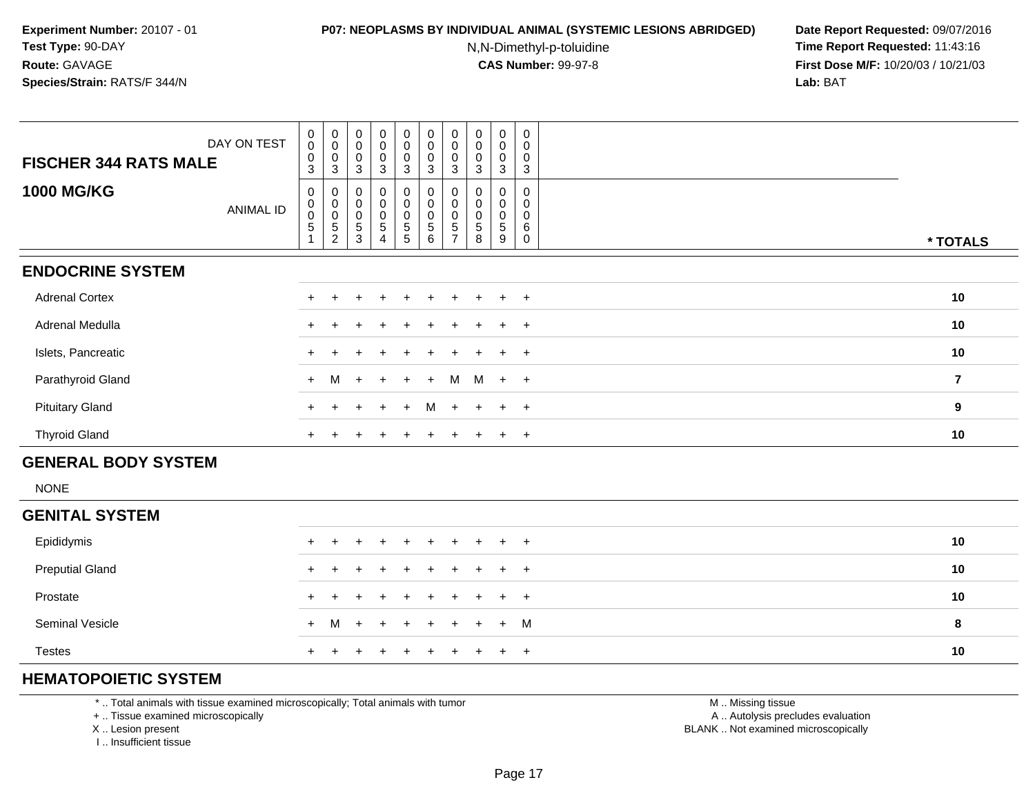**Experiment Number:** 20107 - 01
**Test Type:** 90-DAY
**Route:** GAVAGE
**Species/Strain:** RATS/F 344/N

**P07: NEOPLASMS BY INDIVIDUAL ANIMAL (SYSTEMIC LESIONS ABRIDGED)**
N,N-Dimethyl-p-toluidine
**CAS Number:** 99-97-8

**Date Report Requested:** 09/07/2016
**Time Report Requested:** 11:43:16
**First Dose M/F:** 10/20/03 / 10/21/03
**Lab:** BAT

| FISCHER 344 RATS MALE — DAY ON TEST | 0003 | 0003 | 0003 | 0003 | 0003 | 0003 | 0003 | 0003 | 0003 | 0003 | |
|---|---|---|---|---|---|---|---|---|---|---|---|
| **1000 MG/KG** — ANIMAL ID | 00051 | 00052 | 00053 | 00054 | 00055 | 00056 | 00057 | 00058 | 00059 | 00060 | *** TOTALS** |
| **ENDOCRINE SYSTEM** | | | | | | | | | | | |
| Adrenal Cortex | + | + | + | + | + | + | + | + | + | + | 10 |
| Adrenal Medulla | + | + | + | + | + | + | + | + | + | + | 10 |
| Islets, Pancreatic | + | + | + | + | + | + | + | + | + | + | 10 |
| Parathyroid Gland | + | M | + | + | + | + | M | M | + | + | 7 |
| Pituitary Gland | + | + | + | + | + | M | + | + | + | + | 9 |
| Thyroid Gland | + | + | + | + | + | + | + | + | + | + | 10 |
| **GENERAL BODY SYSTEM** | | | | | | | | | | | |
| NONE | | | | | | | | | | | |
| **GENITAL SYSTEM** | | | | | | | | | | | |
| Epididymis | + | + | + | + | + | + | + | + | + | + | 10 |
| Preputial Gland | + | + | + | + | + | + | + | + | + | + | 10 |
| Prostate | + | + | + | + | + | + | + | + | + | + | 10 |
| Seminal Vesicle | + | M | + | + | + | + | + | + | + | M | 8 |
| Testes | + | + | + | + | + | + | + | + | + | + | 10 |
| **HEMATOPOIETIC SYSTEM** | | | | | | | | | | | |

\* .. Total animals with tissue examined microscopically; Total animals with tumor
\+ .. Tissue examined microscopically
X .. Lesion present
I .. Insufficient tissue

M .. Missing tissue
A .. Autolysis precludes evaluation
BLANK .. Not examined microscopically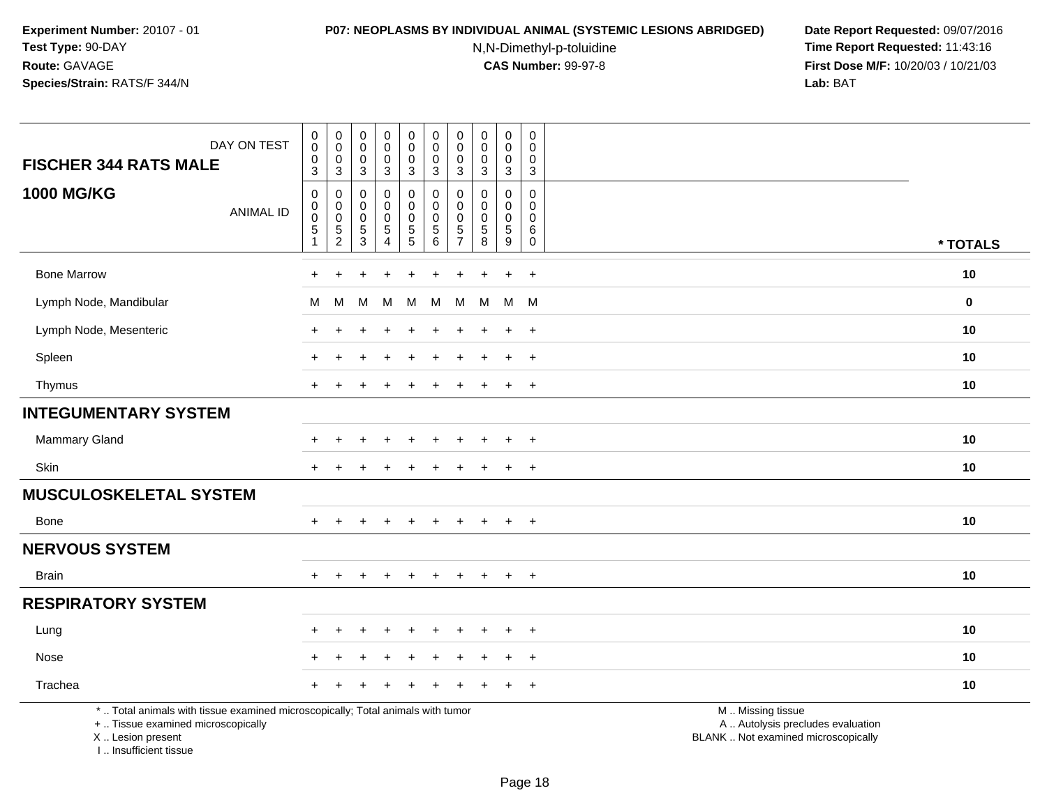**Experiment Number:** 20107 - 01
**Test Type:** 90-DAY
**Route:** GAVAGE
**Species/Strain:** RATS/F 344/N

**P07: NEOPLASMS BY INDIVIDUAL ANIMAL (SYSTEMIC LESIONS ABRIDGED)**
N,N-Dimethyl-p-toluidine
**CAS Number:** 99-97-8

**Date Report Requested:** 09/07/2016
**Time Report Requested:** 11:43:16
**First Dose M/F:** 10/20/03 / 10/21/03
**Lab:** BAT

| FISCHER 344 RATS MALE — DAY ON TEST | 0003 | 0003 | 0003 | 0003 | 0003 | 0003 | 0003 | 0003 | 0003 | 0003 | |
|---|---|---|---|---|---|---|---|---|---|---|---|
| **1000 MG/KG** — ANIMAL ID | 00051 | 00052 | 00053 | 00054 | 00055 | 00056 | 00057 | 00058 | 00059 | 00060 | * TOTALS |
| Bone Marrow | + | + | + | + | + | + | + | + | + | + | 10 |
| Lymph Node, Mandibular | M | M | M | M | M | M | M | M | M | M | 0 |
| Lymph Node, Mesenteric | + | + | + | + | + | + | + | + | + | + | 10 |
| Spleen | + | + | + | + | + | + | + | + | + | + | 10 |
| Thymus | + | + | + | + | + | + | + | + | + | + | 10 |
| **INTEGUMENTARY SYSTEM** | | | | | | | | | | | |
| Mammary Gland | + | + | + | + | + | + | + | + | + | + | 10 |
| Skin | + | + | + | + | + | + | + | + | + | + | 10 |
| **MUSCULOSKELETAL SYSTEM** | | | | | | | | | | | |
| Bone | + | + | + | + | + | + | + | + | + | + | 10 |
| **NERVOUS SYSTEM** | | | | | | | | | | | |
| Brain | + | + | + | + | + | + | + | + | + | + | 10 |
| **RESPIRATORY SYSTEM** | | | | | | | | | | | |
| Lung | + | + | + | + | + | + | + | + | + | + | 10 |
| Nose | + | + | + | + | + | + | + | + | + | + | 10 |
| Trachea | + | + | + | + | + | + | + | + | + | + | 10 |

* .. Total animals with tissue examined microscopically; Total animals with tumor
+ .. Tissue examined microscopically
X .. Lesion present
I .. Insufficient tissue

M .. Missing tissue
A .. Autolysis precludes evaluation
BLANK .. Not examined microscopically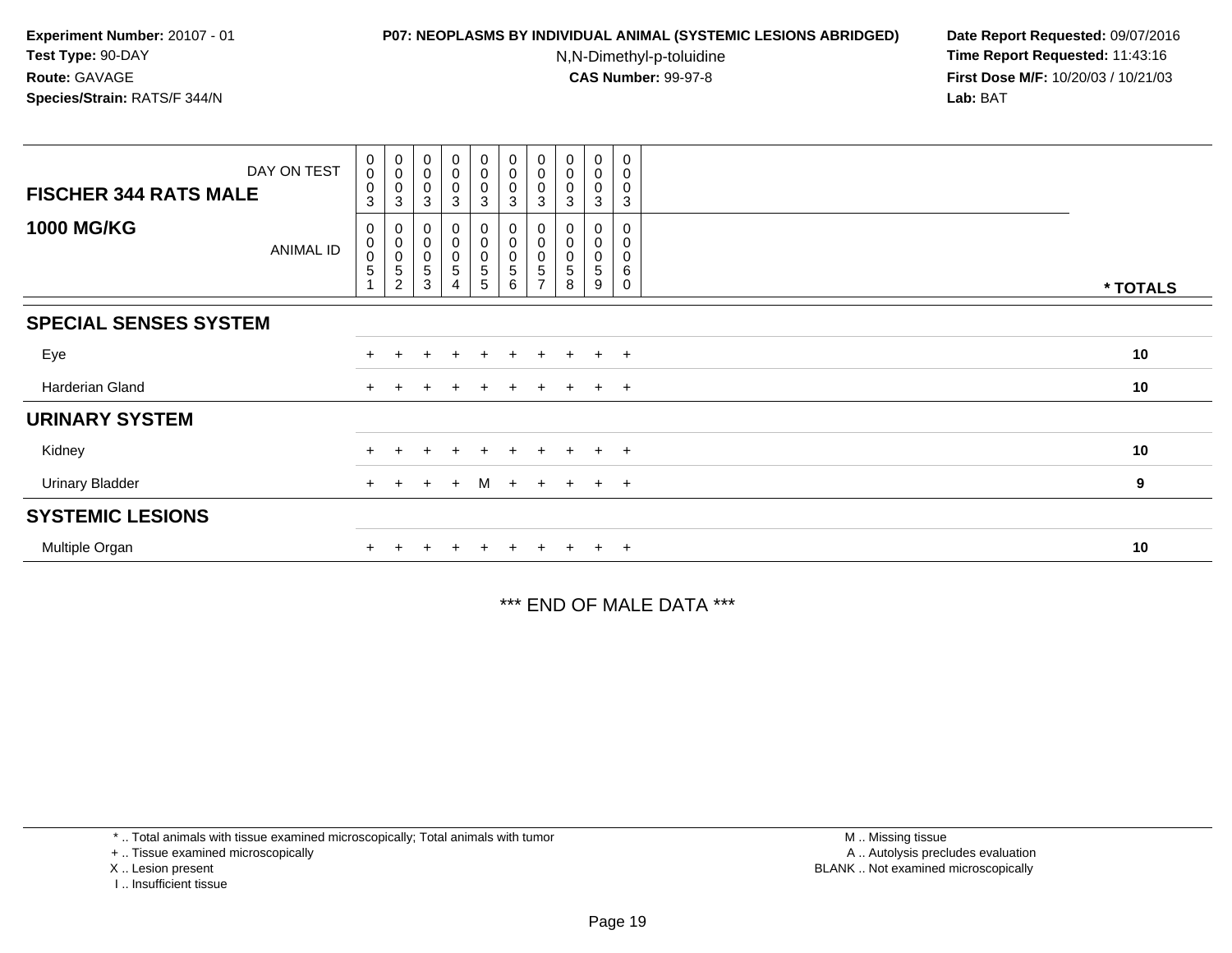**Experiment Number:** 20107 - 01
**Test Type:** 90-DAY
**Route:** GAVAGE
**Species/Strain:** RATS/F 344/N

**P07: NEOPLASMS BY INDIVIDUAL ANIMAL (SYSTEMIC LESIONS ABRIDGED)**
N,N-Dimethyl-p-toluidine
**CAS Number:** 99-97-8

**Date Report Requested:** 09/07/2016
**Time Report Requested:** 11:43:16
**First Dose M/F:** 10/20/03 / 10/21/03
**Lab:** BAT

| **FISCHER 344 RATS MALE** DAY ON TEST | 0003 | 0003 | 0003 | 0003 | 0003 | 0003 | 0003 | 0003 | 0003 | 0003 | |
|---|---|---|---|---|---|---|---|---|---|---|---|
| **1000 MG/KG** ANIMAL ID | 00051 | 00052 | 00053 | 00054 | 00055 | 00056 | 00057 | 00058 | 00059 | 00060 | *** TOTALS** |
| **SPECIAL SENSES SYSTEM** | | | | | | | | | | | |
| Eye | + | + | + | + | + | + | + | + | + | + | 10 |
| Harderian Gland | + | + | + | + | + | + | + | + | + | + | 10 |
| **URINARY SYSTEM** | | | | | | | | | | | |
| Kidney | + | + | + | + | + | + | + | + | + | + | 10 |
| Urinary Bladder | + | + | + | + | M | + | + | + | + | + | 9 |
| **SYSTEMIC LESIONS** | | | | | | | | | | | |
| Multiple Organ | + | + | + | + | + | + | + | + | + | + | 10 |

*** END OF MALE DATA ***

* .. Total animals with tissue examined microscopically; Total animals with tumor
+ .. Tissue examined microscopically
X .. Lesion present
I .. Insufficient tissue

M .. Missing tissue
A .. Autolysis precludes evaluation
BLANK .. Not examined microscopically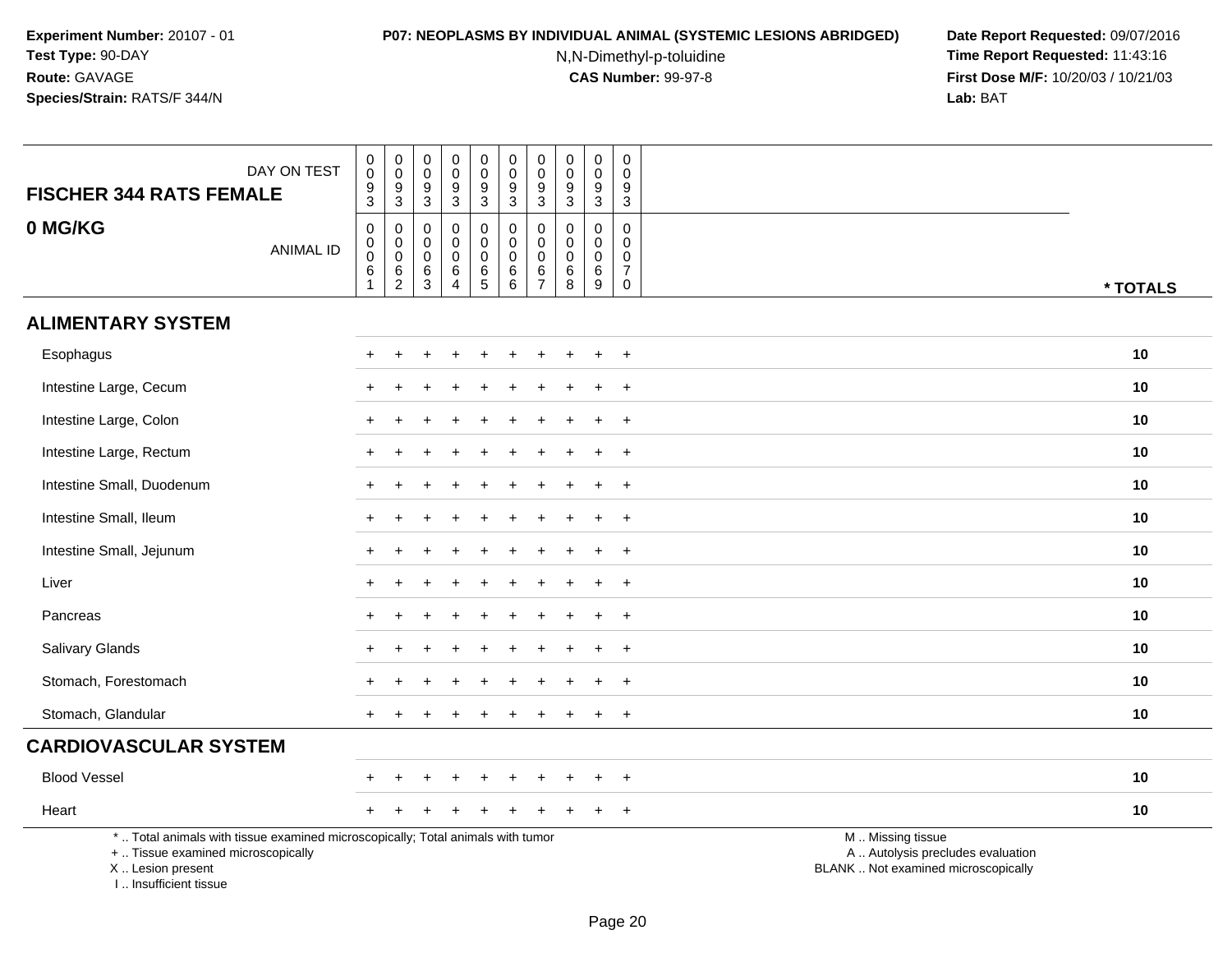**Experiment Number:** 20107 - 01
**Test Type:** 90-DAY
**Route:** GAVAGE
**Species/Strain:** RATS/F 344/N

**P07: NEOPLASMS BY INDIVIDUAL ANIMAL (SYSTEMIC LESIONS ABRIDGED)**
N,N-Dimethyl-p-toluidine
**CAS Number:** 99-97-8

**Date Report Requested:** 09/07/2016
**Time Report Requested:** 11:43:16
**First Dose M/F:** 10/20/03 / 10/21/03
**Lab:** BAT

| FISCHER 344 RATS FEMALE — DAY ON TEST | 0093 | 0093 | 0093 | 0093 | 0093 | 0093 | 0093 | 0093 | 0093 | 0093 | |
|---|---|---|---|---|---|---|---|---|---|---|---|
| **0 MG/KG** — ANIMAL ID | 00061 | 00062 | 00063 | 00064 | 00065 | 00066 | 00067 | 00068 | 00069 | 00070 | *** TOTALS** |
| **ALIMENTARY SYSTEM** | | | | | | | | | | | |
| Esophagus | + | + | + | + | + | + | + | + | + | + | **10** |
| Intestine Large, Cecum | + | + | + | + | + | + | + | + | + | + | **10** |
| Intestine Large, Colon | + | + | + | + | + | + | + | + | + | + | **10** |
| Intestine Large, Rectum | + | + | + | + | + | + | + | + | + | + | **10** |
| Intestine Small, Duodenum | + | + | + | + | + | + | + | + | + | + | **10** |
| Intestine Small, Ileum | + | + | + | + | + | + | + | + | + | + | **10** |
| Intestine Small, Jejunum | + | + | + | + | + | + | + | + | + | + | **10** |
| Liver | + | + | + | + | + | + | + | + | + | + | **10** |
| Pancreas | + | + | + | + | + | + | + | + | + | + | **10** |
| Salivary Glands | + | + | + | + | + | + | + | + | + | + | **10** |
| Stomach, Forestomach | + | + | + | + | + | + | + | + | + | + | **10** |
| Stomach, Glandular | + | + | + | + | + | + | + | + | + | + | **10** |
| **CARDIOVASCULAR SYSTEM** | | | | | | | | | | | |
| Blood Vessel | + | + | + | + | + | + | + | + | + | + | **10** |
| Heart | + | + | + | + | + | + | + | + | + | + | **10** |

\* .. Total animals with tissue examined microscopically; Total animals with tumor
\+ .. Tissue examined microscopically
X .. Lesion present
I .. Insufficient tissue

M .. Missing tissue
A .. Autolysis precludes evaluation
BLANK .. Not examined microscopically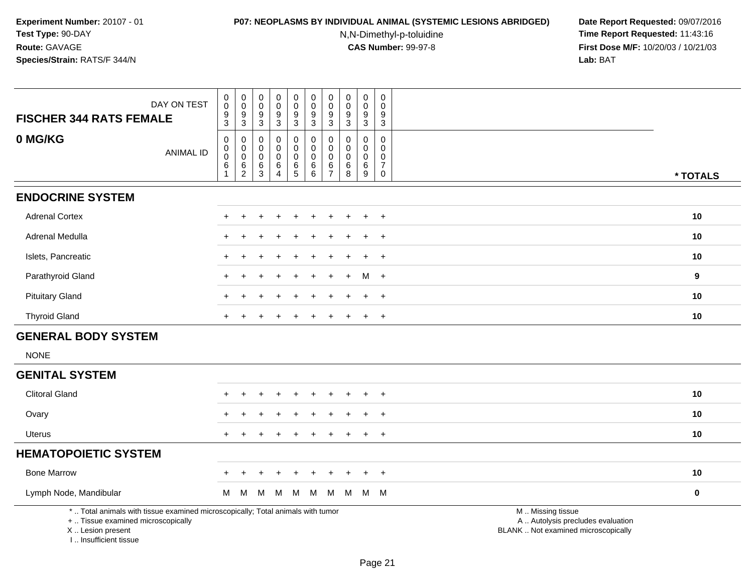**Experiment Number:** 20107 - 01
**Test Type:** 90-DAY
**Route:** GAVAGE
**Species/Strain:** RATS/F 344/N

**P07: NEOPLASMS BY INDIVIDUAL ANIMAL (SYSTEMIC LESIONS ABRIDGED)**
N,N-Dimethyl-p-toluidine
**CAS Number:** 99-97-8

**Date Report Requested:** 09/07/2016
**Time Report Requested:** 11:43:16
**First Dose M/F:** 10/20/03 / 10/21/03
**Lab:** BAT

| FISCHER 344 RATS FEMALE — DAY ON TEST | 0093 | 0093 | 0093 | 0093 | 0093 | 0093 | 0093 | 0093 | 0093 | 0093 | |
|---|---|---|---|---|---|---|---|---|---|---|---|
| **0 MG/KG** — ANIMAL ID | 00061 | 00062 | 00063 | 00064 | 00065 | 00066 | 00067 | 00068 | 00069 | 00070 | *** TOTALS** |
| **ENDOCRINE SYSTEM** | | | | | | | | | | | |
| Adrenal Cortex | + | + | + | + | + | + | + | + | + | + | **10** |
| Adrenal Medulla | + | + | + | + | + | + | + | + | + | + | **10** |
| Islets, Pancreatic | + | + | + | + | + | + | + | + | + | + | **10** |
| Parathyroid Gland | + | + | + | + | + | + | + | + | M | + | **9** |
| Pituitary Gland | + | + | + | + | + | + | + | + | + | + | **10** |
| Thyroid Gland | + | + | + | + | + | + | + | + | + | + | **10** |
| **GENERAL BODY SYSTEM** | | | | | | | | | | | |
| NONE | | | | | | | | | | | |
| **GENITAL SYSTEM** | | | | | | | | | | | |
| Clitoral Gland | + | + | + | + | + | + | + | + | + | + | **10** |
| Ovary | + | + | + | + | + | + | + | + | + | + | **10** |
| Uterus | + | + | + | + | + | + | + | + | + | + | **10** |
| **HEMATOPOIETIC SYSTEM** | | | | | | | | | | | |
| Bone Marrow | + | + | + | + | + | + | + | + | + | + | **10** |
| Lymph Node, Mandibular | M | M | M | M | M | M | M | M | M | M | **0** |

* .. Total animals with tissue examined microscopically; Total animals with tumor
+ .. Tissue examined microscopically
X .. Lesion present
I .. Insufficient tissue

M .. Missing tissue
A .. Autolysis precludes evaluation
BLANK .. Not examined microscopically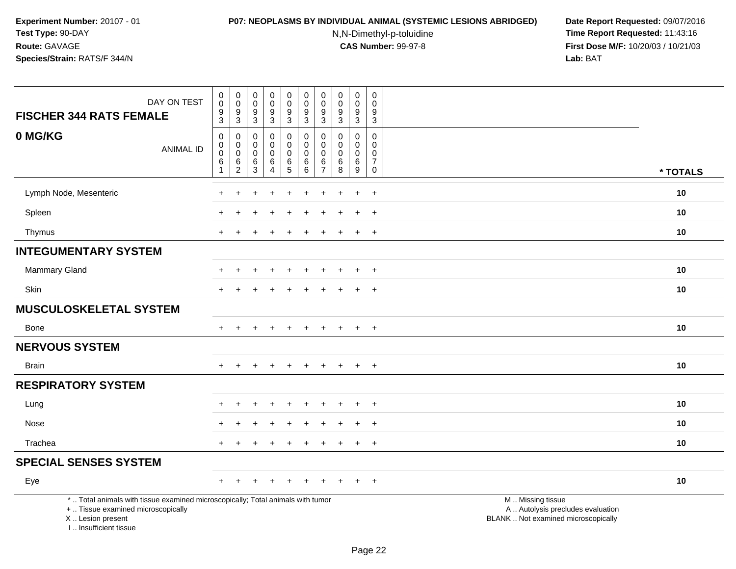**Experiment Number:** 20107 - 01
**Test Type:** 90-DAY
**Route:** GAVAGE
**Species/Strain:** RATS/F 344/N

**P07: NEOPLASMS BY INDIVIDUAL ANIMAL (SYSTEMIC LESIONS ABRIDGED)**
N,N-Dimethyl-p-toluidine
**CAS Number:** 99-97-8

**Date Report Requested:** 09/07/2016
**Time Report Requested:** 11:43:16
**First Dose M/F:** 10/20/03 / 10/21/03
**Lab:** BAT

| FISCHER 344 RATS FEMALE — DAY ON TEST | 0093 | 0093 | 0093 | 0093 | 0093 | 0093 | 0093 | 0093 | 0093 | 0093 | |
|---|---|---|---|---|---|---|---|---|---|---|---|
| **0 MG/KG** — ANIMAL ID | 00061 | 00062 | 00063 | 00064 | 00065 | 00066 | 00067 | 00068 | 00069 | 00070 | * TOTALS |
| Lymph Node, Mesenteric | + | + | + | + | + | + | + | + | + | + | 10 |
| Spleen | + | + | + | + | + | + | + | + | + | + | 10 |
| Thymus | + | + | + | + | + | + | + | + | + | + | 10 |
| **INTEGUMENTARY SYSTEM** | | | | | | | | | | | |
| Mammary Gland | + | + | + | + | + | + | + | + | + | + | 10 |
| Skin | + | + | + | + | + | + | + | + | + | + | 10 |
| **MUSCULOSKELETAL SYSTEM** | | | | | | | | | | | |
| Bone | + | + | + | + | + | + | + | + | + | + | 10 |
| **NERVOUS SYSTEM** | | | | | | | | | | | |
| Brain | + | + | + | + | + | + | + | + | + | + | 10 |
| **RESPIRATORY SYSTEM** | | | | | | | | | | | |
| Lung | + | + | + | + | + | + | + | + | + | + | 10 |
| Nose | + | + | + | + | + | + | + | + | + | + | 10 |
| Trachea | + | + | + | + | + | + | + | + | + | + | 10 |
| **SPECIAL SENSES SYSTEM** | | | | | | | | | | | |
| Eye | + | + | + | + | + | + | + | + | + | + | 10 |

* .. Total animals with tissue examined microscopically; Total animals with tumor
+ .. Tissue examined microscopically
X .. Lesion present
I .. Insufficient tissue

M .. Missing tissue
A .. Autolysis precludes evaluation
BLANK .. Not examined microscopically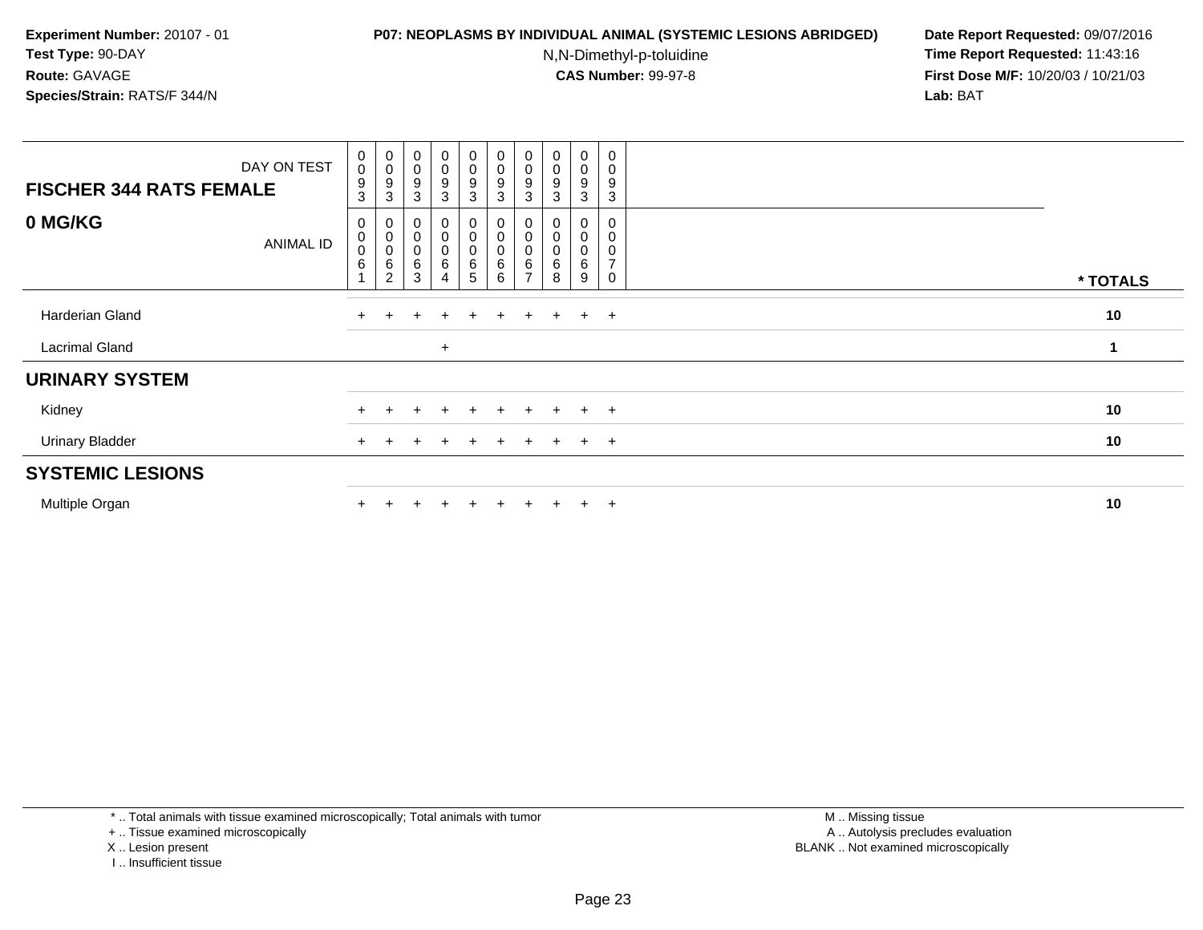**Experiment Number:** 20107 - 01
**Test Type:** 90-DAY
**Route:** GAVAGE
**Species/Strain:** RATS/F 344/N

**P07: NEOPLASMS BY INDIVIDUAL ANIMAL (SYSTEMIC LESIONS ABRIDGED)**
N,N-Dimethyl-p-toluidine
**CAS Number:** 99-97-8

**Date Report Requested:** 09/07/2016
**Time Report Requested:** 11:43:16
**First Dose M/F:** 10/20/03 / 10/21/03
**Lab:** BAT

| **FISCHER 344 RATS FEMALE** DAY ON TEST | 0093 | 0093 | 0093 | 0093 | 0093 | 0093 | 0093 | 0093 | 0093 | 0093 | |
|---|---|---|---|---|---|---|---|---|---|---|---|
| **0 MG/KG** ANIMAL ID | 00061 | 00062 | 00063 | 00064 | 00065 | 00066 | 00067 | 00068 | 00069 | 00070 | *** TOTALS** |
| Harderian Gland | + | + | + | + | + | + | + | + | + | + | **10** |
| Lacrimal Gland | | | | + | | | | | | | **1** |
| **URINARY SYSTEM** | | | | | | | | | | | |
| Kidney | + | + | + | + | + | + | + | + | + | + | **10** |
| Urinary Bladder | + | + | + | + | + | + | + | + | + | + | **10** |
| **SYSTEMIC LESIONS** | | | | | | | | | | | |
| Multiple Organ | + | + | + | + | + | + | + | + | + | + | **10** |

* .. Total animals with tissue examined microscopically; Total animals with tumor
+ .. Tissue examined microscopically
X .. Lesion present
I .. Insufficient tissue

M .. Missing tissue
A .. Autolysis precludes evaluation
BLANK .. Not examined microscopically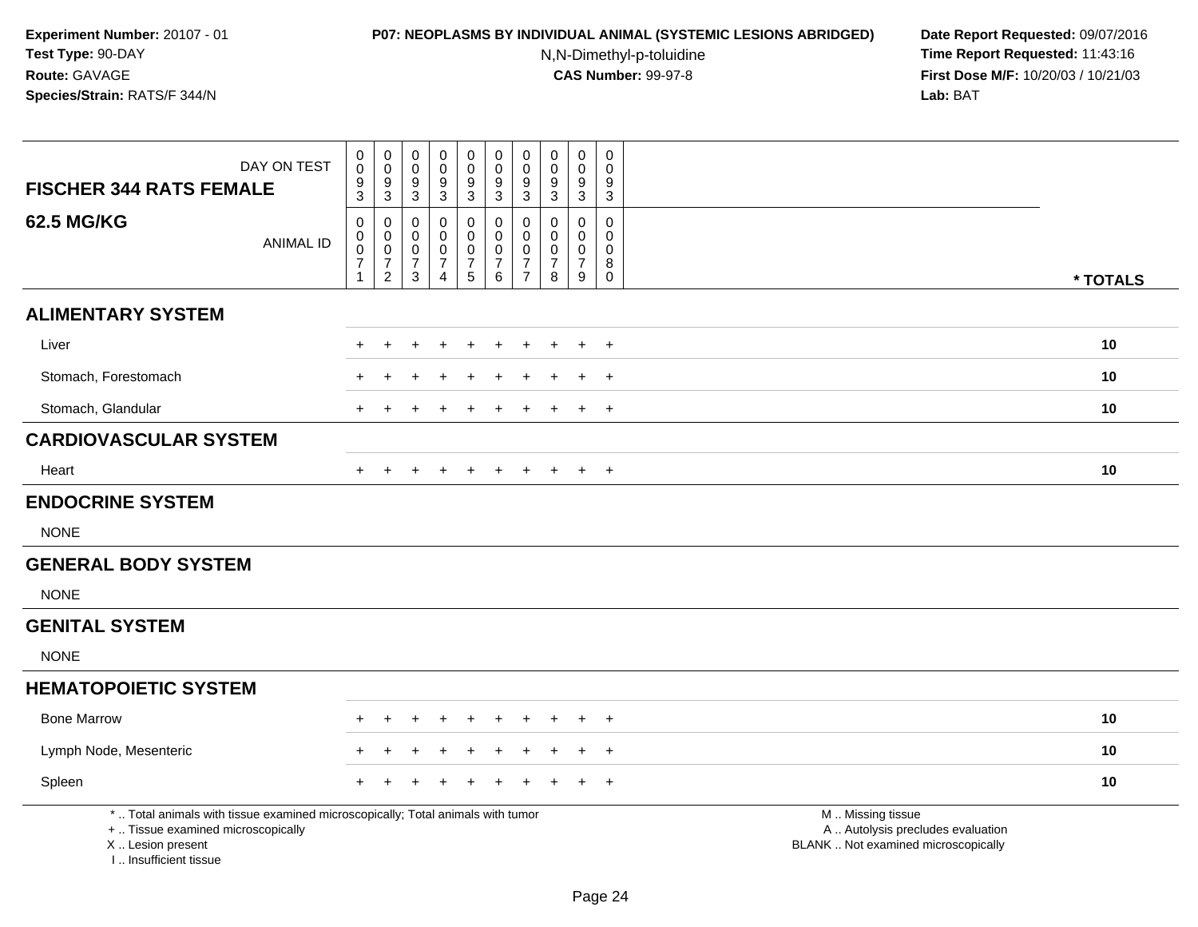Experiment Number: 20107 - 01
Test Type: 90-DAY
Route: GAVAGE
Species/Strain: RATS/F 344/N

**P07: NEOPLASMS BY INDIVIDUAL ANIMAL (SYSTEMIC LESIONS ABRIDGED)**
N,N-Dimethyl-p-toluidine
**CAS Number:** 99-97-8

Date Report Requested: 09/07/2016
Time Report Requested: 11:43:16
First Dose M/F: 10/20/03 / 10/21/03
Lab: BAT

| FISCHER 344 RATS FEMALE — DAY ON TEST | 0093 | 0093 | 0093 | 0093 | 0093 | 0093 | 0093 | 0093 | 0093 | 0093 | |
|---|---|---|---|---|---|---|---|---|---|---|---|
| **62.5 MG/KG** — ANIMAL ID | 00071 | 00072 | 00073 | 00074 | 00075 | 00076 | 00077 | 00078 | 00079 | 00080 | * TOTALS |
| **ALIMENTARY SYSTEM** | | | | | | | | | | | |
| Liver | + | + | + | + | + | + | + | + | + | + | 10 |
| Stomach, Forestomach | + | + | + | + | + | + | + | + | + | + | 10 |
| Stomach, Glandular | + | + | + | + | + | + | + | + | + | + | 10 |
| **CARDIOVASCULAR SYSTEM** | | | | | | | | | | | |
| Heart | + | + | + | + | + | + | + | + | + | + | 10 |
| **ENDOCRINE SYSTEM** | | | | | | | | | | | |
| NONE | | | | | | | | | | | |
| **GENERAL BODY SYSTEM** | | | | | | | | | | | |
| NONE | | | | | | | | | | | |
| **GENITAL SYSTEM** | | | | | | | | | | | |
| NONE | | | | | | | | | | | |
| **HEMATOPOIETIC SYSTEM** | | | | | | | | | | | |
| Bone Marrow | + | + | + | + | + | + | + | + | + | + | 10 |
| Lymph Node, Mesenteric | + | + | + | + | + | + | + | + | + | + | 10 |
| Spleen | + | + | + | + | + | + | + | + | + | + | 10 |

* .. Total animals with tissue examined microscopically; Total animals with tumor
+ .. Tissue examined microscopically
X .. Lesion present
I .. Insufficient tissue

M .. Missing tissue
A .. Autolysis precludes evaluation
BLANK .. Not examined microscopically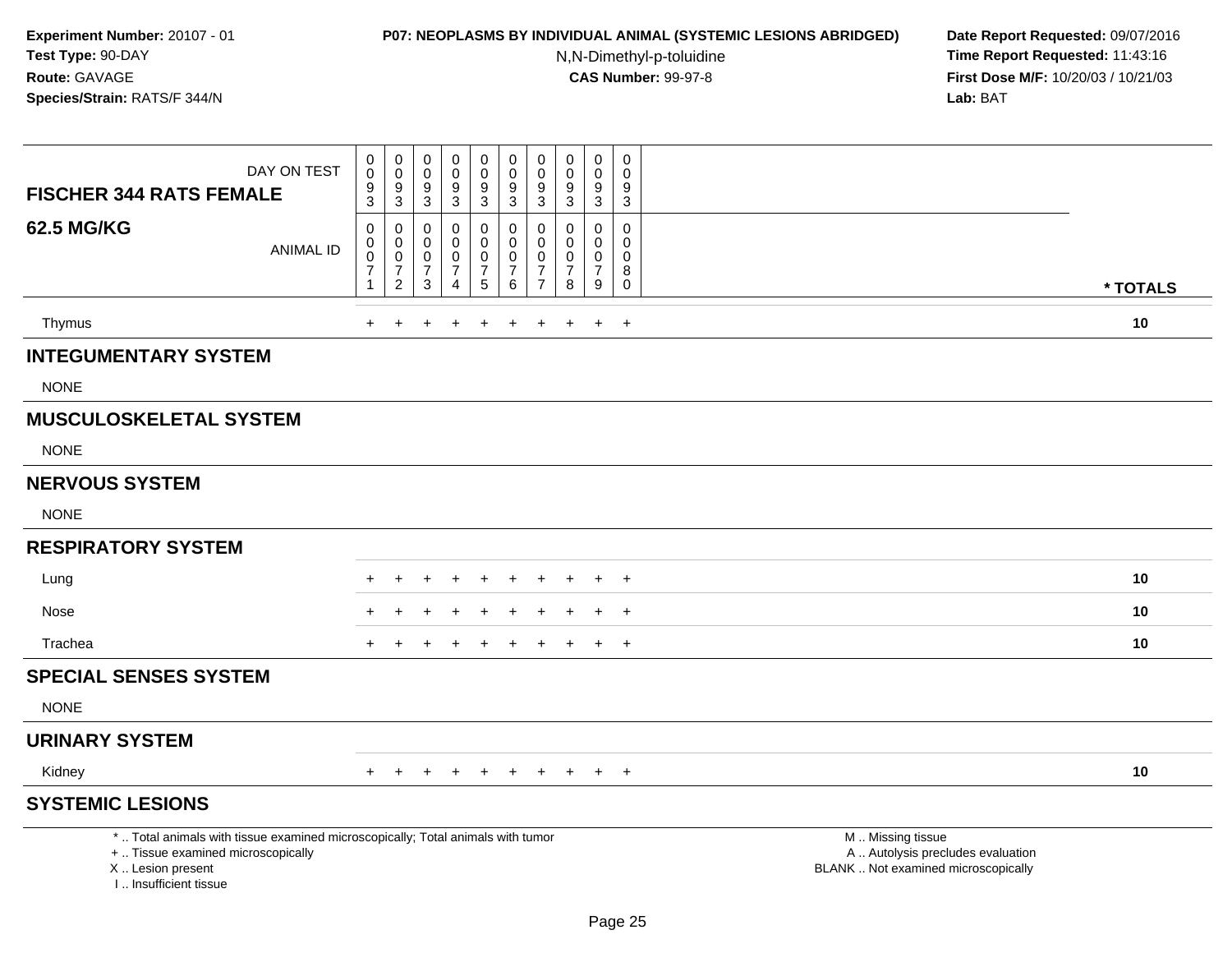**Experiment Number:** 20107 - 01
**Test Type:** 90-DAY
**Route:** GAVAGE
**Species/Strain:** RATS/F 344/N

**P07: NEOPLASMS BY INDIVIDUAL ANIMAL (SYSTEMIC LESIONS ABRIDGED)**
N,N-Dimethyl-p-toluidine
**CAS Number:** 99-97-8

**Date Report Requested:** 09/07/2016
**Time Report Requested:** 11:43:16
**First Dose M/F:** 10/20/03 / 10/21/03
**Lab:** BAT

| FISCHER 344 RATS FEMALE 62.5 MG/KG | | | | | | | | | | | |
|---|---|---|---|---|---|---|---|---|---|---|---|
| DAY ON TEST | 0093 | 0093 | 0093 | 0093 | 0093 | 0093 | 0093 | 0093 | 0093 | 0093 | |
| ANIMAL ID | 00071 | 00072 | 00073 | 00074 | 00075 | 00076 | 00077 | 00078 | 00079 | 00080 | * TOTALS |
| Thymus | + | + | + | + | + | + | + | + | + | + | 10 |
| **INTEGUMENTARY SYSTEM** | | | | | | | | | | | |
| NONE | | | | | | | | | | | |
| **MUSCULOSKELETAL SYSTEM** | | | | | | | | | | | |
| NONE | | | | | | | | | | | |
| **NERVOUS SYSTEM** | | | | | | | | | | | |
| NONE | | | | | | | | | | | |
| **RESPIRATORY SYSTEM** | | | | | | | | | | | |
| Lung | + | + | + | + | + | + | + | + | + | + | 10 |
| Nose | + | + | + | + | + | + | + | + | + | + | 10 |
| Trachea | + | + | + | + | + | + | + | + | + | + | 10 |
| **SPECIAL SENSES SYSTEM** | | | | | | | | | | | |
| NONE | | | | | | | | | | | |
| **URINARY SYSTEM** | | | | | | | | | | | |
| Kidney | + | + | + | + | + | + | + | + | + | + | 10 |
| **SYSTEMIC LESIONS** | | | | | | | | | | | |

* .. Total animals with tissue examined microscopically; Total animals with tumor
+ .. Tissue examined microscopically
X .. Lesion present
I .. Insufficient tissue

M .. Missing tissue
A .. Autolysis precludes evaluation
BLANK .. Not examined microscopically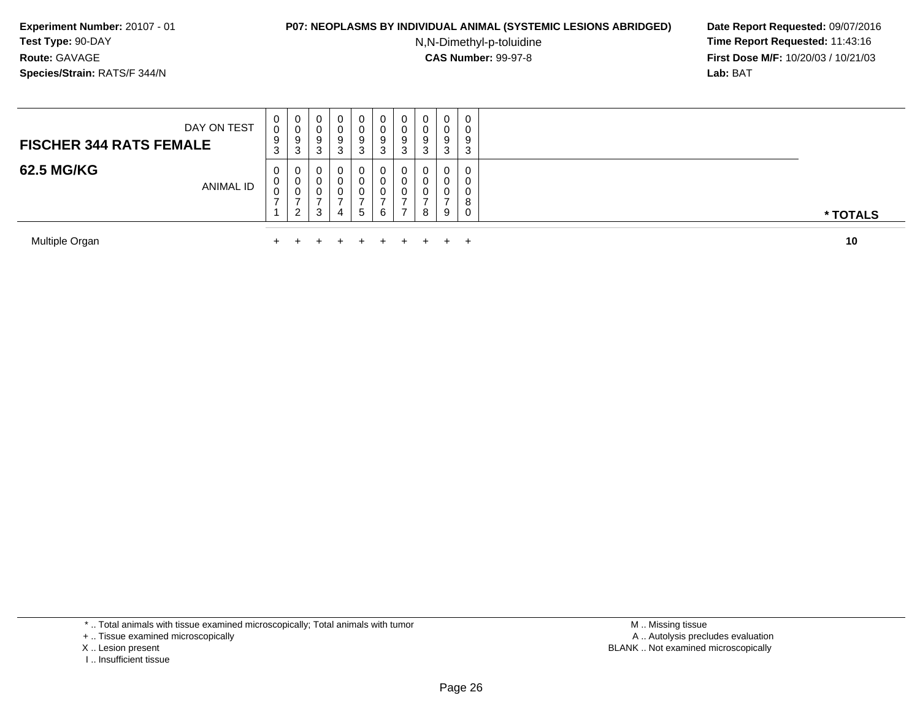**Experiment Number:** 20107 - 01
**Test Type:** 90-DAY
**Route:** GAVAGE
**Species/Strain:** RATS/F 344/N

**P07: NEOPLASMS BY INDIVIDUAL ANIMAL (SYSTEMIC LESIONS ABRIDGED)**
N,N-Dimethyl-p-toluidine
**CAS Number:** 99-97-8

**Date Report Requested:** 09/07/2016
**Time Report Requested:** 11:43:16
**First Dose M/F:** 10/20/03 / 10/21/03
**Lab:** BAT

| **FISCHER 344 RATS FEMALE** DAY ON TEST | 0093 | 0093 | 0093 | 0093 | 0093 | 0093 | 0093 | 0093 | 0093 | 0093 | |
|---|---|---|---|---|---|---|---|---|---|---|---|
| **62.5 MG/KG** ANIMAL ID | 00071 | 00072 | 00073 | 00074 | 00075 | 00076 | 00077 | 00078 | 00079 | 00080 | *** TOTALS** |
| Multiple Organ | + | + | + | + | + | + | + | + | + | + | **10** |

* .. Total animals with tissue examined microscopically; Total animals with tumor
+ .. Tissue examined microscopically
X .. Lesion present
I .. Insufficient tissue

M .. Missing tissue
A .. Autolysis precludes evaluation
BLANK .. Not examined microscopically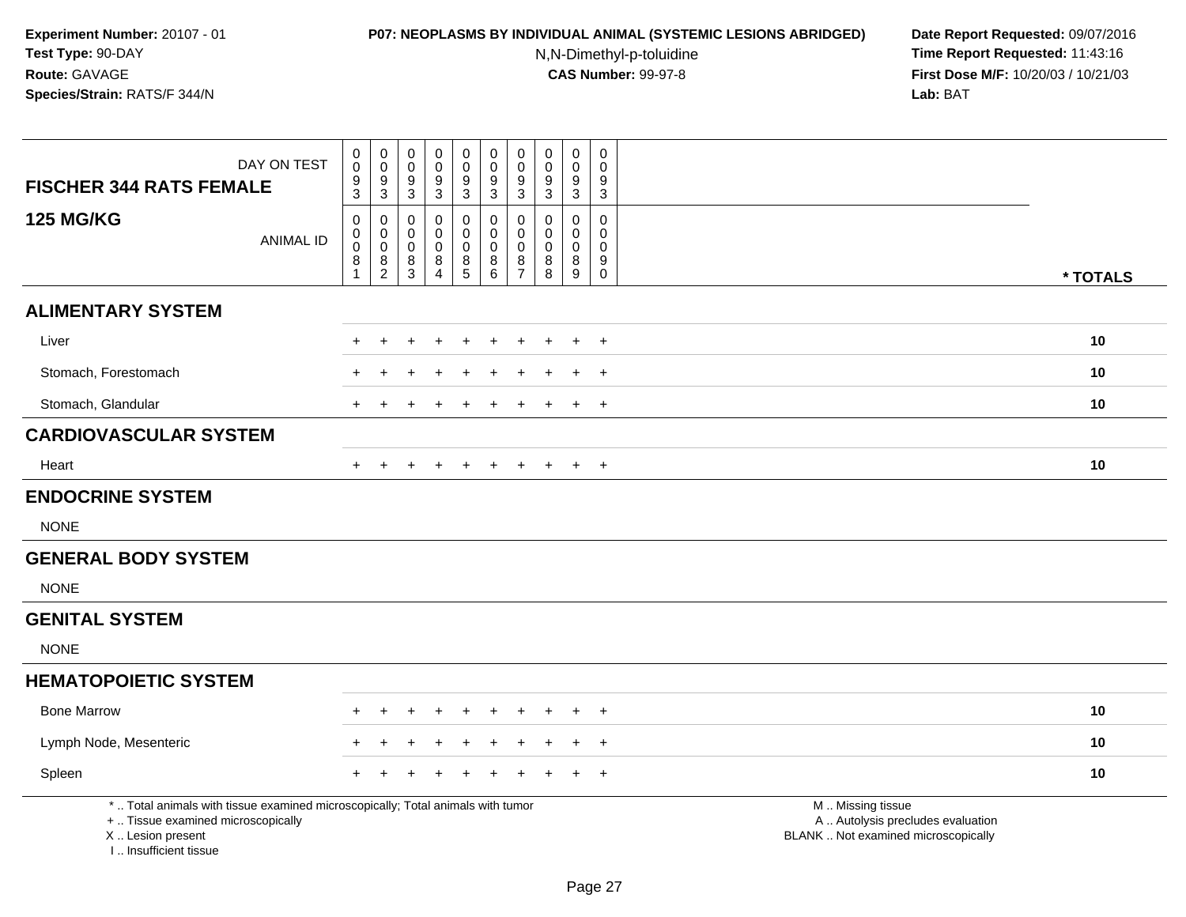**Experiment Number:** 20107 - 01
**Test Type:** 90-DAY
**Route:** GAVAGE
**Species/Strain:** RATS/F 344/N

**P07: NEOPLASMS BY INDIVIDUAL ANIMAL (SYSTEMIC LESIONS ABRIDGED)**
N,N-Dimethyl-p-toluidine
**CAS Number:** 99-97-8

**Date Report Requested:** 09/07/2016
**Time Report Requested:** 11:43:16
**First Dose M/F:** 10/20/03 / 10/21/03
**Lab:** BAT

| FISCHER 344 RATS FEMALE — DAY ON TEST | 0093 | 0093 | 0093 | 0093 | 0093 | 0093 | 0093 | 0093 | 0093 | 0093 | |
|---|---|---|---|---|---|---|---|---|---|---|---|
| **125 MG/KG** — ANIMAL ID | 00081 | 00082 | 00083 | 00084 | 00085 | 00086 | 00087 | 00088 | 00089 | 00090 | **\* TOTALS** |
| **ALIMENTARY SYSTEM** | | | | | | | | | | | |
| Liver | + | + | + | + | + | + | + | + | + | + | **10** |
| Stomach, Forestomach | + | + | + | + | + | + | + | + | + | + | **10** |
| Stomach, Glandular | + | + | + | + | + | + | + | + | + | + | **10** |
| **CARDIOVASCULAR SYSTEM** | | | | | | | | | | | |
| Heart | + | + | + | + | + | + | + | + | + | + | **10** |
| **ENDOCRINE SYSTEM** | | | | | | | | | | | |
| NONE | | | | | | | | | | | |
| **GENERAL BODY SYSTEM** | | | | | | | | | | | |
| NONE | | | | | | | | | | | |
| **GENITAL SYSTEM** | | | | | | | | | | | |
| NONE | | | | | | | | | | | |
| **HEMATOPOIETIC SYSTEM** | | | | | | | | | | | |
| Bone Marrow | + | + | + | + | + | + | + | + | + | + | **10** |
| Lymph Node, Mesenteric | + | + | + | + | + | + | + | + | + | + | **10** |
| Spleen | + | + | + | + | + | + | + | + | + | + | **10** |

\* .. Total animals with tissue examined microscopically; Total animals with tumor
\+ .. Tissue examined microscopically
X .. Lesion present
I .. Insufficient tissue

M .. Missing tissue
A .. Autolysis precludes evaluation
BLANK .. Not examined microscopically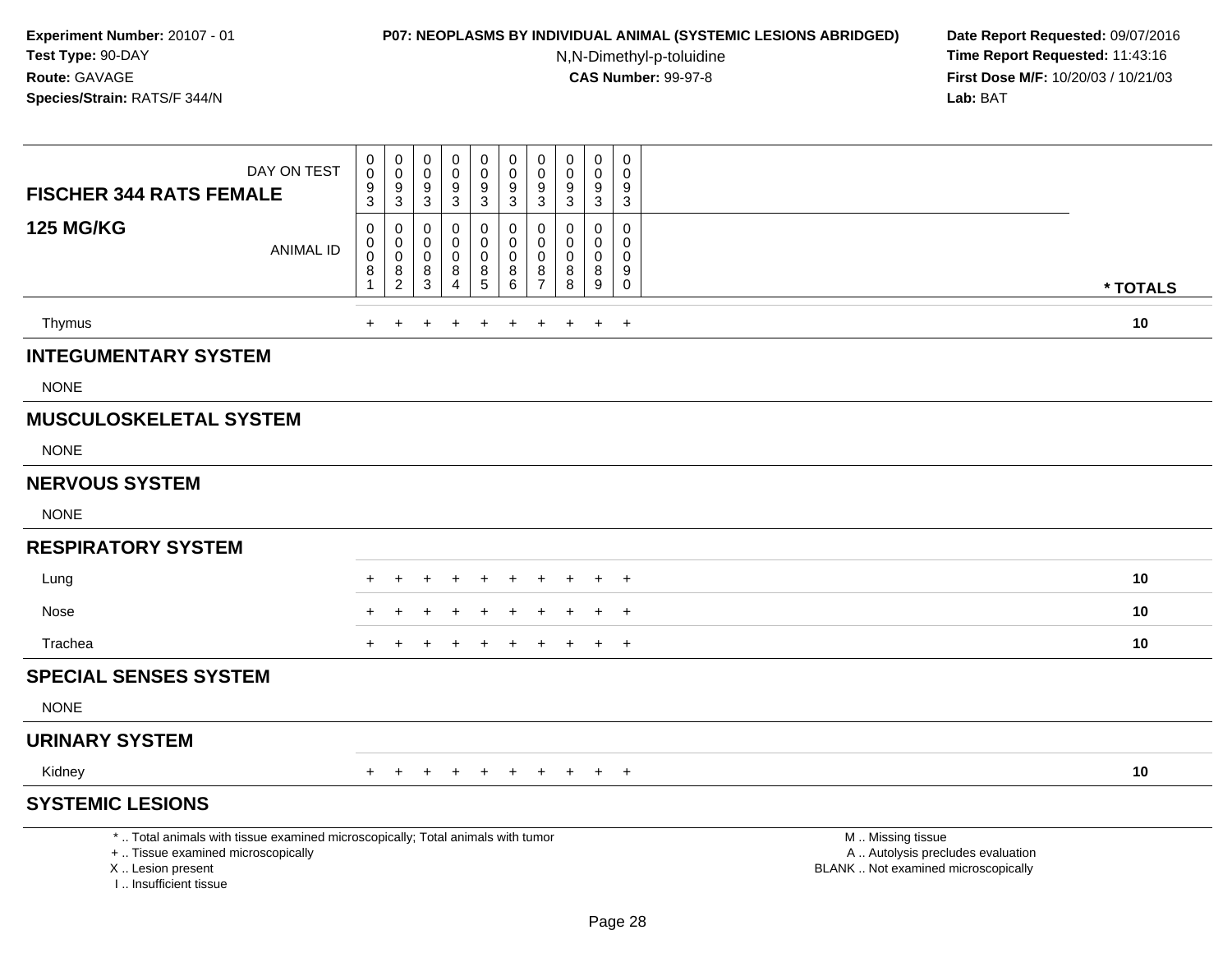**Experiment Number:** 20107 - 01
**Test Type:** 90-DAY
**Route:** GAVAGE
**Species/Strain:** RATS/F 344/N

**P07: NEOPLASMS BY INDIVIDUAL ANIMAL (SYSTEMIC LESIONS ABRIDGED)**
N,N-Dimethyl-p-toluidine
**CAS Number:** 99-97-8

**Date Report Requested:** 09/07/2016
**Time Report Requested:** 11:43:16
**First Dose M/F:** 10/20/03 / 10/21/03
**Lab:** BAT

| FISCHER 344 RATS FEMALE 125 MG/KG | | | | | | | | | | | |
|---|---|---|---|---|---|---|---|---|---|---|---|
| DAY ON TEST | 0093 | 0093 | 0093 | 0093 | 0093 | 0093 | 0093 | 0093 | 0093 | 0093 | |
| ANIMAL ID | 00081 | 00082 | 00083 | 00084 | 00085 | 00086 | 00087 | 00088 | 00089 | 00090 | * TOTALS |
| Thymus | + | + | + | + | + | + | + | + | + | + | 10 |
| **INTEGUMENTARY SYSTEM** | | | | | | | | | | | |
| NONE | | | | | | | | | | | |
| **MUSCULOSKELETAL SYSTEM** | | | | | | | | | | | |
| NONE | | | | | | | | | | | |
| **NERVOUS SYSTEM** | | | | | | | | | | | |
| NONE | | | | | | | | | | | |
| **RESPIRATORY SYSTEM** | | | | | | | | | | | |
| Lung | + | + | + | + | + | + | + | + | + | + | 10 |
| Nose | + | + | + | + | + | + | + | + | + | + | 10 |
| Trachea | + | + | + | + | + | + | + | + | + | + | 10 |
| **SPECIAL SENSES SYSTEM** | | | | | | | | | | | |
| NONE | | | | | | | | | | | |
| **URINARY SYSTEM** | | | | | | | | | | | |
| Kidney | + | + | + | + | + | + | + | + | + | + | 10 |
| **SYSTEMIC LESIONS** | | | | | | | | | | | |

* .. Total animals with tissue examined microscopically; Total animals with tumor
+ .. Tissue examined microscopically
X .. Lesion present
I .. Insufficient tissue

M .. Missing tissue
A .. Autolysis precludes evaluation
BLANK .. Not examined microscopically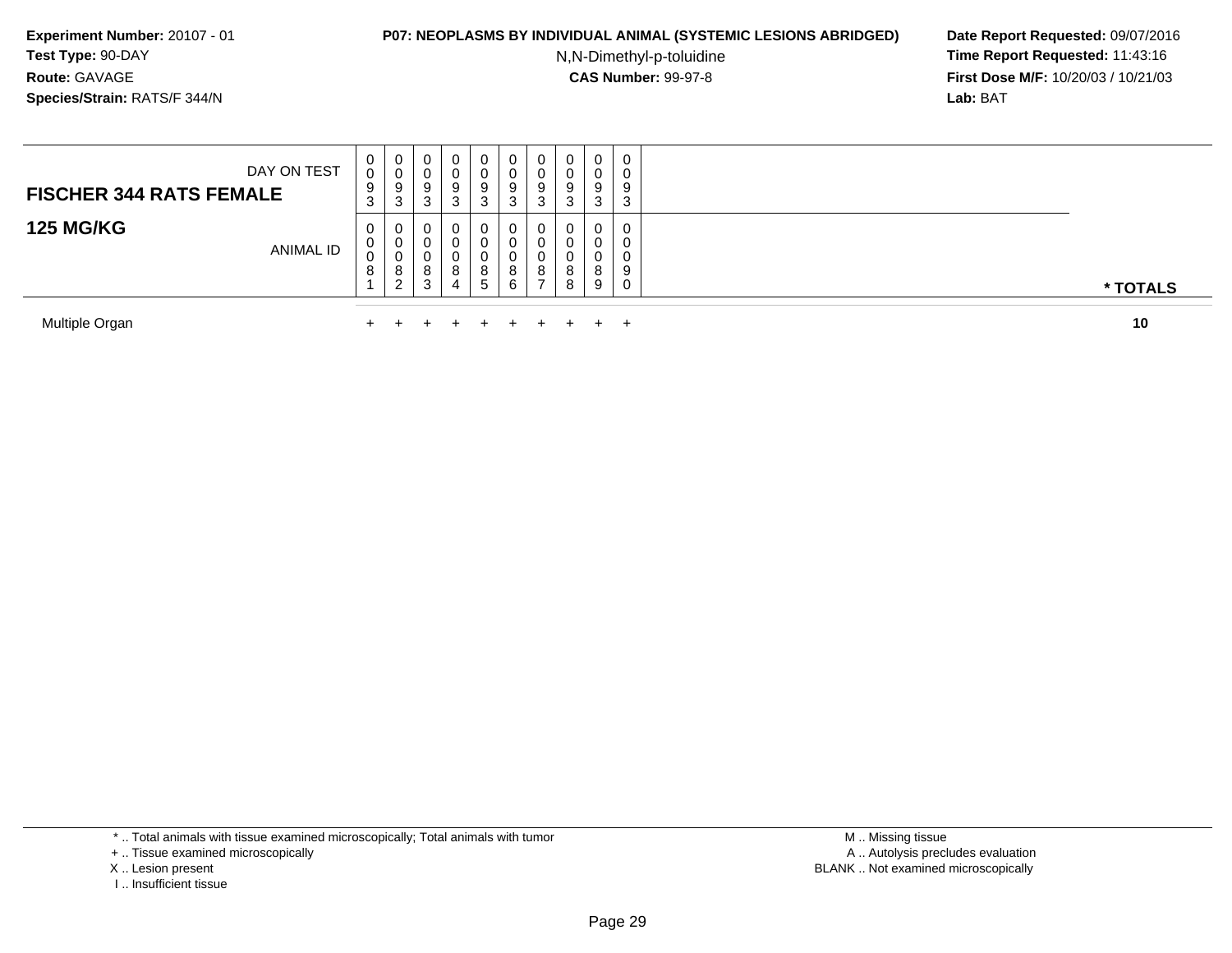**Experiment Number:** 20107 - 01
**Test Type:** 90-DAY
**Route:** GAVAGE
**Species/Strain:** RATS/F 344/N

**P07: NEOPLASMS BY INDIVIDUAL ANIMAL (SYSTEMIC LESIONS ABRIDGED)**
N,N-Dimethyl-p-toluidine
**CAS Number:** 99-97-8

**Date Report Requested:** 09/07/2016
**Time Report Requested:** 11:43:16
**First Dose M/F:** 10/20/03 / 10/21/03
**Lab:** BAT

| FISCHER 344 RATS FEMALE — DAY ON TEST | 0093 | 0093 | 0093 | 0093 | 0093 | 0093 | 0093 | 0093 | 0093 | 0093 | |
|---|---|---|---|---|---|---|---|---|---|---|---|
| **125 MG/KG** — ANIMAL ID | 00081 | 00082 | 00083 | 00084 | 00085 | 00086 | 00087 | 00088 | 00089 | 00090 | *** TOTALS** |
| Multiple Organ | + | + | + | + | + | + | + | + | + | + | **10** |

* .. Total animals with tissue examined microscopically; Total animals with tumor
+ .. Tissue examined microscopically
X .. Lesion present
I .. Insufficient tissue

M .. Missing tissue
A .. Autolysis precludes evaluation
BLANK .. Not examined microscopically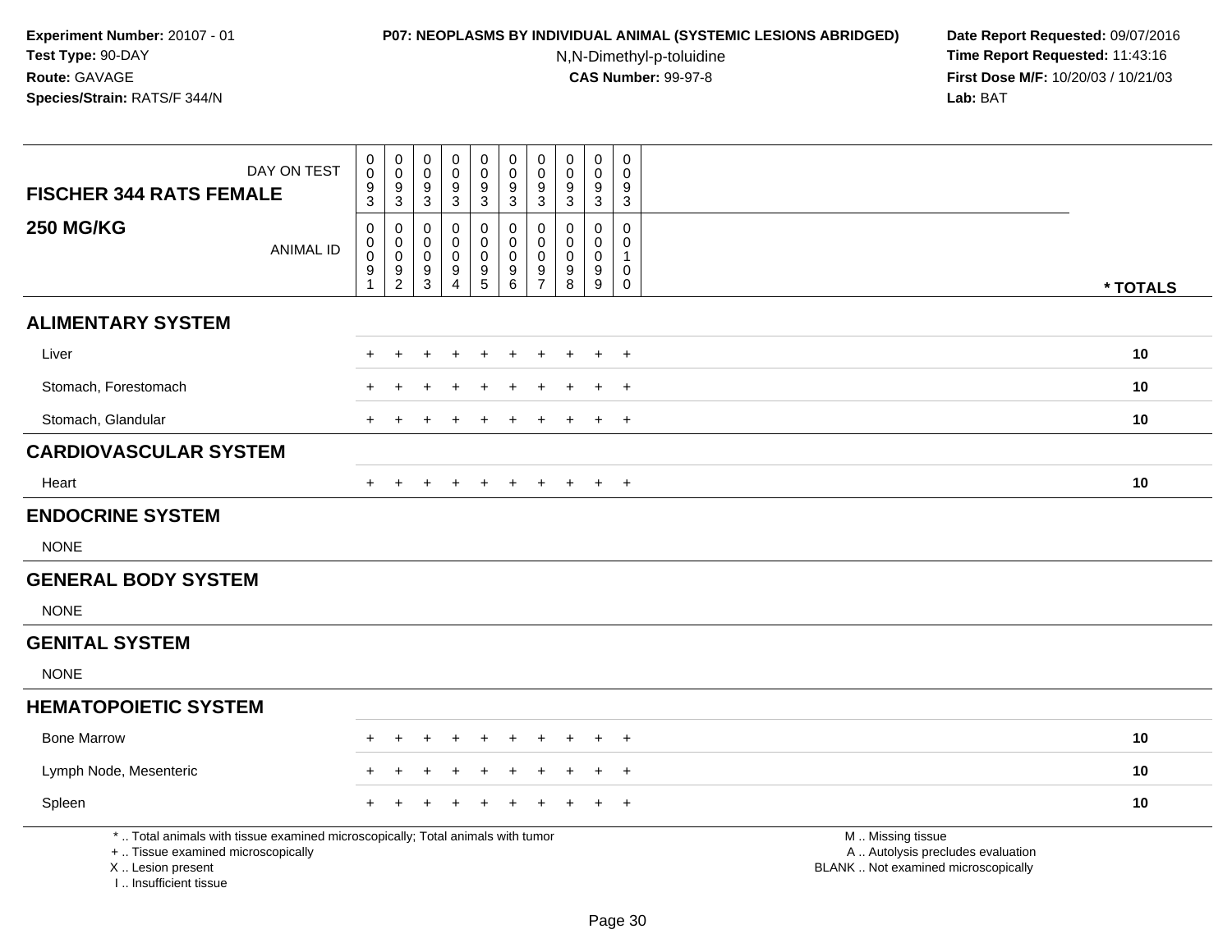**Experiment Number:** 20107 - 01
**Test Type:** 90-DAY
**Route:** GAVAGE
**Species/Strain:** RATS/F 344/N

**P07: NEOPLASMS BY INDIVIDUAL ANIMAL (SYSTEMIC LESIONS ABRIDGED)**
N,N-Dimethyl-p-toluidine
**CAS Number:** 99-97-8

**Date Report Requested:** 09/07/2016
**Time Report Requested:** 11:43:16
**First Dose M/F:** 10/20/03 / 10/21/03
**Lab:** BAT

| FISCHER 344 RATS FEMALE 250 MG/KG | | | | | | | | | | | |
|---|---|---|---|---|---|---|---|---|---|---|---|
| DAY ON TEST | 0093 | 0093 | 0093 | 0093 | 0093 | 0093 | 0093 | 0093 | 0093 | 0093 | |
| ANIMAL ID | 00091 | 00092 | 00093 | 00094 | 00095 | 00096 | 00097 | 00098 | 00099 | 00100 | * TOTALS |
| **ALIMENTARY SYSTEM** | | | | | | | | | | | |
| Liver | + | + | + | + | + | + | + | + | + | + | 10 |
| Stomach, Forestomach | + | + | + | + | + | + | + | + | + | + | 10 |
| Stomach, Glandular | + | + | + | + | + | + | + | + | + | + | 10 |
| **CARDIOVASCULAR SYSTEM** | | | | | | | | | | | |
| Heart | + | + | + | + | + | + | + | + | + | + | 10 |
| **ENDOCRINE SYSTEM** | | | | | | | | | | | |
| NONE | | | | | | | | | | | |
| **GENERAL BODY SYSTEM** | | | | | | | | | | | |
| NONE | | | | | | | | | | | |
| **GENITAL SYSTEM** | | | | | | | | | | | |
| NONE | | | | | | | | | | | |
| **HEMATOPOIETIC SYSTEM** | | | | | | | | | | | |
| Bone Marrow | + | + | + | + | + | + | + | + | + | + | 10 |
| Lymph Node, Mesenteric | + | + | + | + | + | + | + | + | + | + | 10 |
| Spleen | + | + | + | + | + | + | + | + | + | + | 10 |

* .. Total animals with tissue examined microscopically; Total animals with tumor
+ .. Tissue examined microscopically
X .. Lesion present
I .. Insufficient tissue

M .. Missing tissue
A .. Autolysis precludes evaluation
BLANK .. Not examined microscopically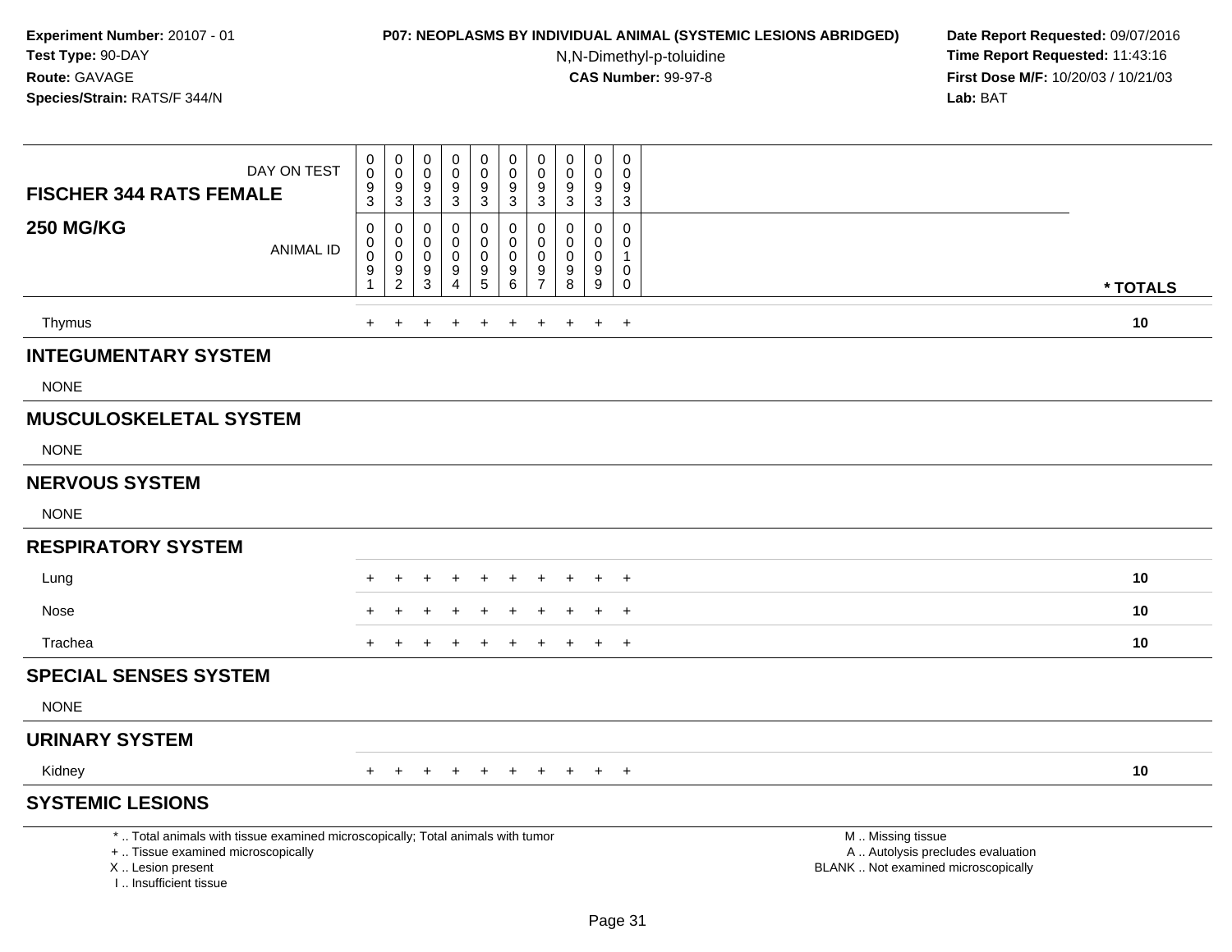**Experiment Number:** 20107 - 01
**Test Type:** 90-DAY
**Route:** GAVAGE
**Species/Strain:** RATS/F 344/N

**P07: NEOPLASMS BY INDIVIDUAL ANIMAL (SYSTEMIC LESIONS ABRIDGED)**
N,N-Dimethyl-p-toluidine
**CAS Number:** 99-97-8

**Date Report Requested:** 09/07/2016
**Time Report Requested:** 11:43:16
**First Dose M/F:** 10/20/03 / 10/21/03
**Lab:** BAT

| FISCHER 344 RATS FEMALE 250 MG/KG | | | | | | | | | | | |
|---|---|---|---|---|---|---|---|---|---|---|---|
| DAY ON TEST | 0093 | 0093 | 0093 | 0093 | 0093 | 0093 | 0093 | 0093 | 0093 | 0093 | |
| ANIMAL ID | 00091 | 00092 | 00093 | 00094 | 00095 | 00096 | 00097 | 00098 | 00099 | 00100 | * TOTALS |
| Thymus | + | + | + | + | + | + | + | + | + | + | 10 |
| **INTEGUMENTARY SYSTEM** | | | | | | | | | | | |
| NONE | | | | | | | | | | | |
| **MUSCULOSKELETAL SYSTEM** | | | | | | | | | | | |
| NONE | | | | | | | | | | | |
| **NERVOUS SYSTEM** | | | | | | | | | | | |
| NONE | | | | | | | | | | | |
| **RESPIRATORY SYSTEM** | | | | | | | | | | | |
| Lung | + | + | + | + | + | + | + | + | + | + | 10 |
| Nose | + | + | + | + | + | + | + | + | + | + | 10 |
| Trachea | + | + | + | + | + | + | + | + | + | + | 10 |
| **SPECIAL SENSES SYSTEM** | | | | | | | | | | | |
| NONE | | | | | | | | | | | |
| **URINARY SYSTEM** | | | | | | | | | | | |
| Kidney | + | + | + | + | + | + | + | + | + | + | 10 |
| **SYSTEMIC LESIONS** | | | | | | | | | | | |

* .. Total animals with tissue examined microscopically; Total animals with tumor
+ .. Tissue examined microscopically
X .. Lesion present
I .. Insufficient tissue

M .. Missing tissue
A .. Autolysis precludes evaluation
BLANK .. Not examined microscopically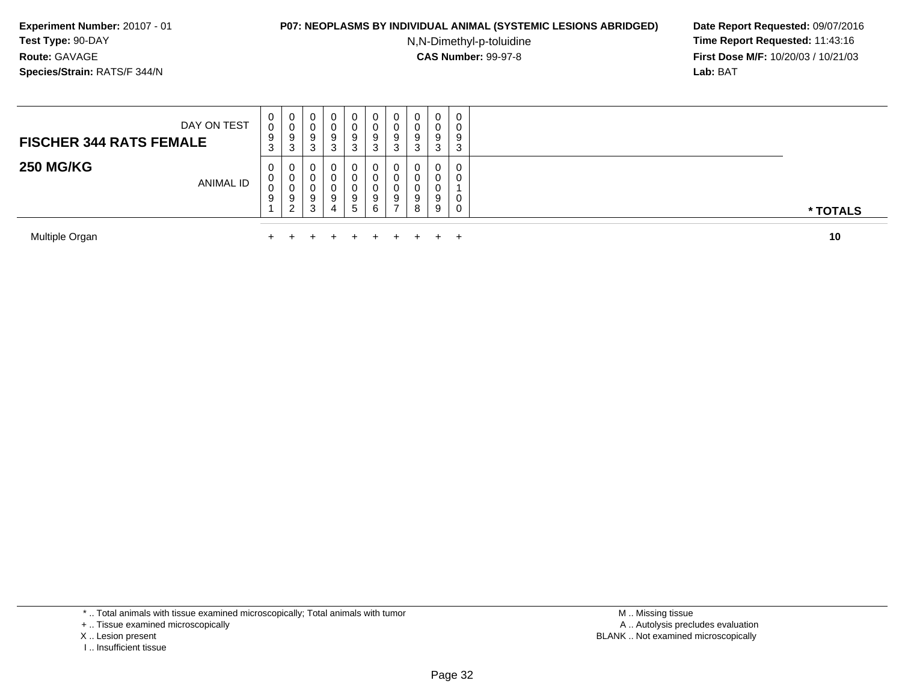**Experiment Number:** 20107 - 01
**Test Type:** 90-DAY
**Route:** GAVAGE
**Species/Strain:** RATS/F 344/N

**P07: NEOPLASMS BY INDIVIDUAL ANIMAL (SYSTEMIC LESIONS ABRIDGED)**
N,N-Dimethyl-p-toluidine
**CAS Number:** 99-97-8

**Date Report Requested:** 09/07/2016
**Time Report Requested:** 11:43:16
**First Dose M/F:** 10/20/03 / 10/21/03
**Lab:** BAT

| **FISCHER 344 RATS FEMALE** DAY ON TEST | 0093 | 0093 | 0093 | 0093 | 0093 | 0093 | 0093 | 0093 | 0093 | 0093 | |
|---|---|---|---|---|---|---|---|---|---|---|---|
| **250 MG/KG** ANIMAL ID | 00091 | 00092 | 00093 | 00094 | 00095 | 00096 | 00097 | 00098 | 00099 | 00100 | *** TOTALS** |
| Multiple Organ | + | + | + | + | + | + | + | + | + | + | **10** |

* .. Total animals with tissue examined microscopically; Total animals with tumor
+ .. Tissue examined microscopically
X .. Lesion present
I .. Insufficient tissue

M .. Missing tissue
A .. Autolysis precludes evaluation
BLANK .. Not examined microscopically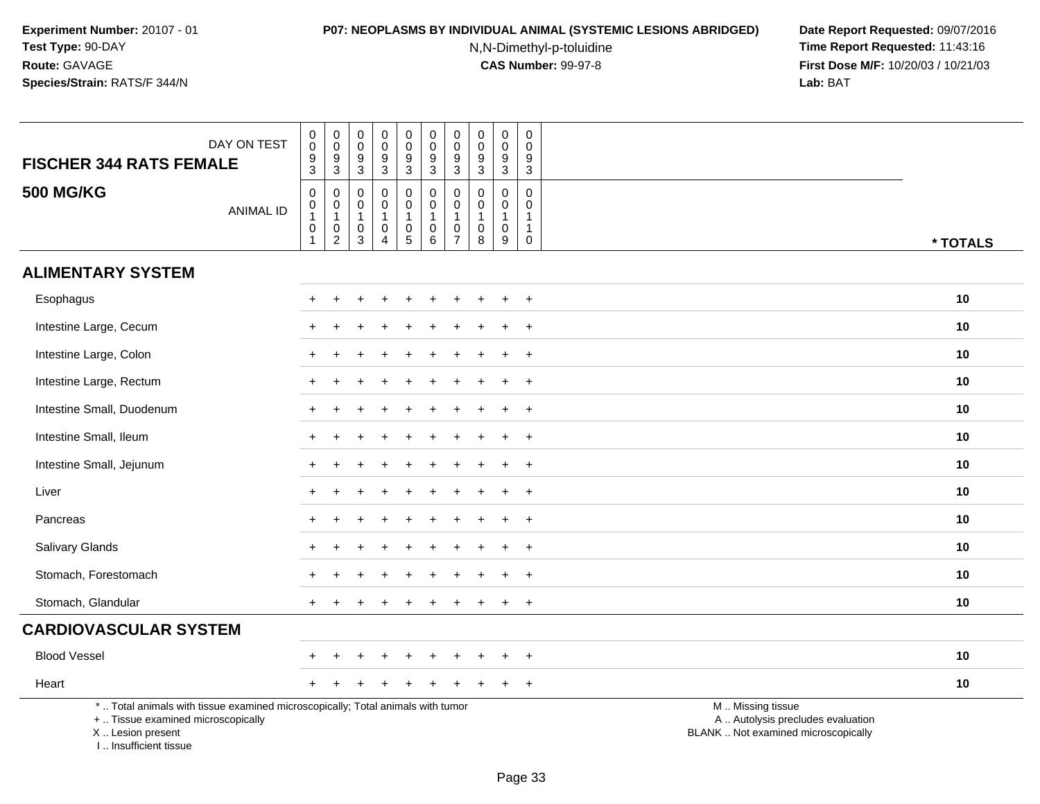Experiment Number: 20107 - 01
Test Type: 90-DAY
Route: GAVAGE
Species/Strain: RATS/F 344/N

**P07: NEOPLASMS BY INDIVIDUAL ANIMAL (SYSTEMIC LESIONS ABRIDGED)**
N,N-Dimethyl-p-toluidine
**CAS Number:** 99-97-8

Date Report Requested: 09/07/2016
Time Report Requested: 11:43:16
First Dose M/F: 10/20/03 / 10/21/03
Lab: BAT

| FISCHER 344 RATS FEMALE — DAY ON TEST | 0093 | 0093 | 0093 | 0093 | 0093 | 0093 | 0093 | 0093 | 0093 | 0093 | |
|---|---|---|---|---|---|---|---|---|---|---|---|
| **500 MG/KG** — ANIMAL ID | 00101 | 00102 | 00103 | 00104 | 00105 | 00106 | 00107 | 00108 | 00109 | 00110 | *** TOTALS** |
| **ALIMENTARY SYSTEM** | | | | | | | | | | | |
| Esophagus | + | + | + | + | + | + | + | + | + | + | 10 |
| Intestine Large, Cecum | + | + | + | + | + | + | + | + | + | + | 10 |
| Intestine Large, Colon | + | + | + | + | + | + | + | + | + | + | 10 |
| Intestine Large, Rectum | + | + | + | + | + | + | + | + | + | + | 10 |
| Intestine Small, Duodenum | + | + | + | + | + | + | + | + | + | + | 10 |
| Intestine Small, Ileum | + | + | + | + | + | + | + | + | + | + | 10 |
| Intestine Small, Jejunum | + | + | + | + | + | + | + | + | + | + | 10 |
| Liver | + | + | + | + | + | + | + | + | + | + | 10 |
| Pancreas | + | + | + | + | + | + | + | + | + | + | 10 |
| Salivary Glands | + | + | + | + | + | + | + | + | + | + | 10 |
| Stomach, Forestomach | + | + | + | + | + | + | + | + | + | + | 10 |
| Stomach, Glandular | + | + | + | + | + | + | + | + | + | + | 10 |
| **CARDIOVASCULAR SYSTEM** | | | | | | | | | | | |
| Blood Vessel | + | + | + | + | + | + | + | + | + | + | 10 |
| Heart | + | + | + | + | + | + | + | + | + | + | 10 |

* .. Total animals with tissue examined microscopically; Total animals with tumor
+ .. Tissue examined microscopically
X .. Lesion present
I .. Insufficient tissue

M .. Missing tissue
A .. Autolysis precludes evaluation
BLANK .. Not examined microscopically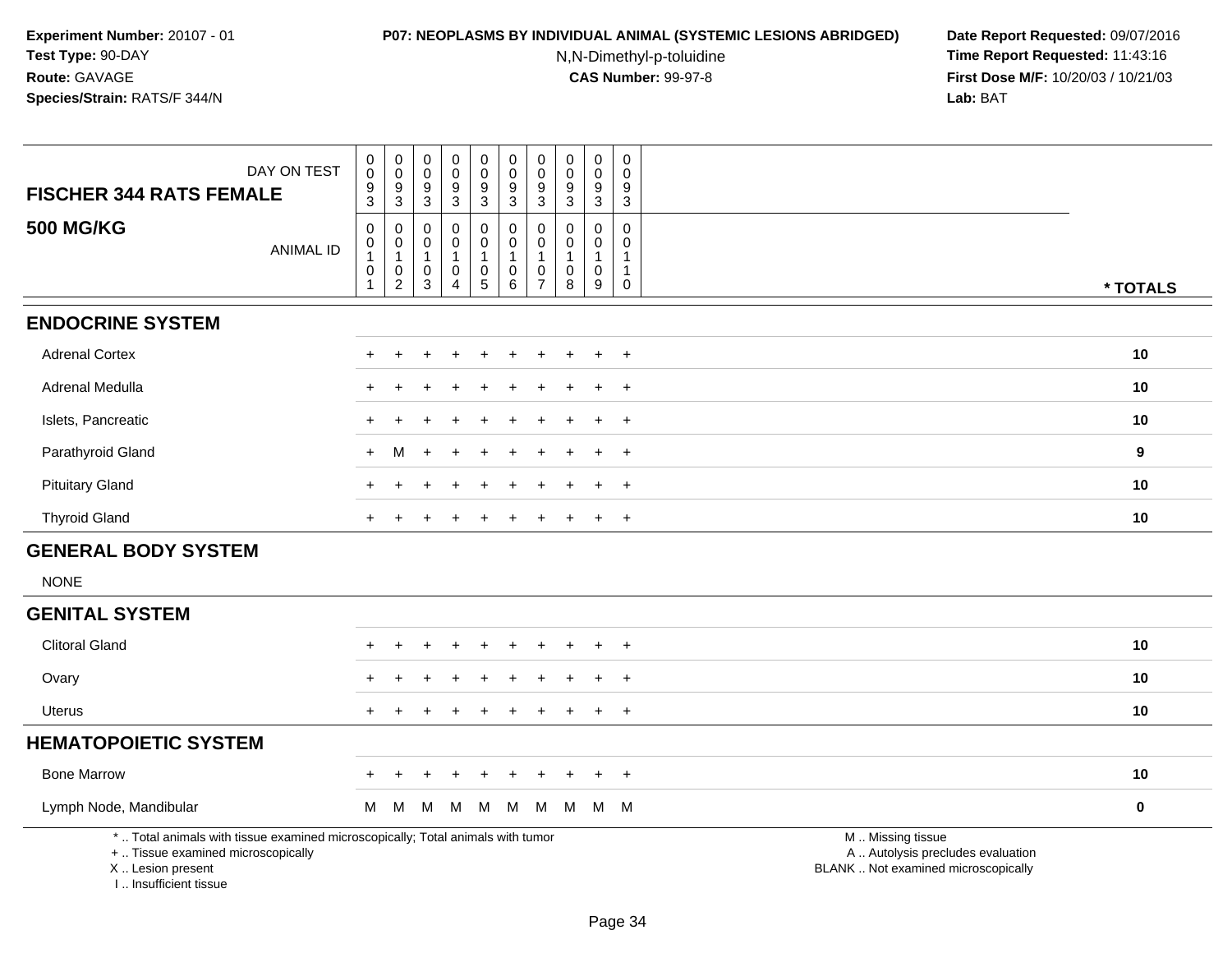**Experiment Number:** 20107 - 01
**Test Type:** 90-DAY
**Route:** GAVAGE
**Species/Strain:** RATS/F 344/N

**P07: NEOPLASMS BY INDIVIDUAL ANIMAL (SYSTEMIC LESIONS ABRIDGED)**
N,N-Dimethyl-p-toluidine
**CAS Number:** 99-97-8

**Date Report Requested:** 09/07/2016
**Time Report Requested:** 11:43:16
**First Dose M/F:** 10/20/03 / 10/21/03
**Lab:** BAT

| FISCHER 344 RATS FEMALE 500 MG/KG | | | | | | | | | | | |
|---|---|---|---|---|---|---|---|---|---|---|---|
| DAY ON TEST | 0093 | 0093 | 0093 | 0093 | 0093 | 0093 | 0093 | 0093 | 0093 | 0093 | |
| ANIMAL ID | 00101 | 00102 | 00103 | 00104 | 00105 | 00106 | 00107 | 00108 | 00109 | 00110 | * TOTALS |
| **ENDOCRINE SYSTEM** | | | | | | | | | | | |
| Adrenal Cortex | + | + | + | + | + | + | + | + | + | + | 10 |
| Adrenal Medulla | + | + | + | + | + | + | + | + | + | + | 10 |
| Islets, Pancreatic | + | + | + | + | + | + | + | + | + | + | 10 |
| Parathyroid Gland | + | M | + | + | + | + | + | + | + | + | 9 |
| Pituitary Gland | + | + | + | + | + | + | + | + | + | + | 10 |
| Thyroid Gland | + | + | + | + | + | + | + | + | + | + | 10 |
| **GENERAL BODY SYSTEM** | | | | | | | | | | | |
| NONE | | | | | | | | | | | |
| **GENITAL SYSTEM** | | | | | | | | | | | |
| Clitoral Gland | + | + | + | + | + | + | + | + | + | + | 10 |
| Ovary | + | + | + | + | + | + | + | + | + | + | 10 |
| Uterus | + | + | + | + | + | + | + | + | + | + | 10 |
| **HEMATOPOIETIC SYSTEM** | | | | | | | | | | | |
| Bone Marrow | + | + | + | + | + | + | + | + | + | + | 10 |
| Lymph Node, Mandibular | M | M | M | M | M | M | M | M | M | M | 0 |

\* .. Total animals with tissue examined microscopically; Total animals with tumor
\+ .. Tissue examined microscopically
X .. Lesion present
I .. Insufficient tissue

M .. Missing tissue
A .. Autolysis precludes evaluation
BLANK .. Not examined microscopically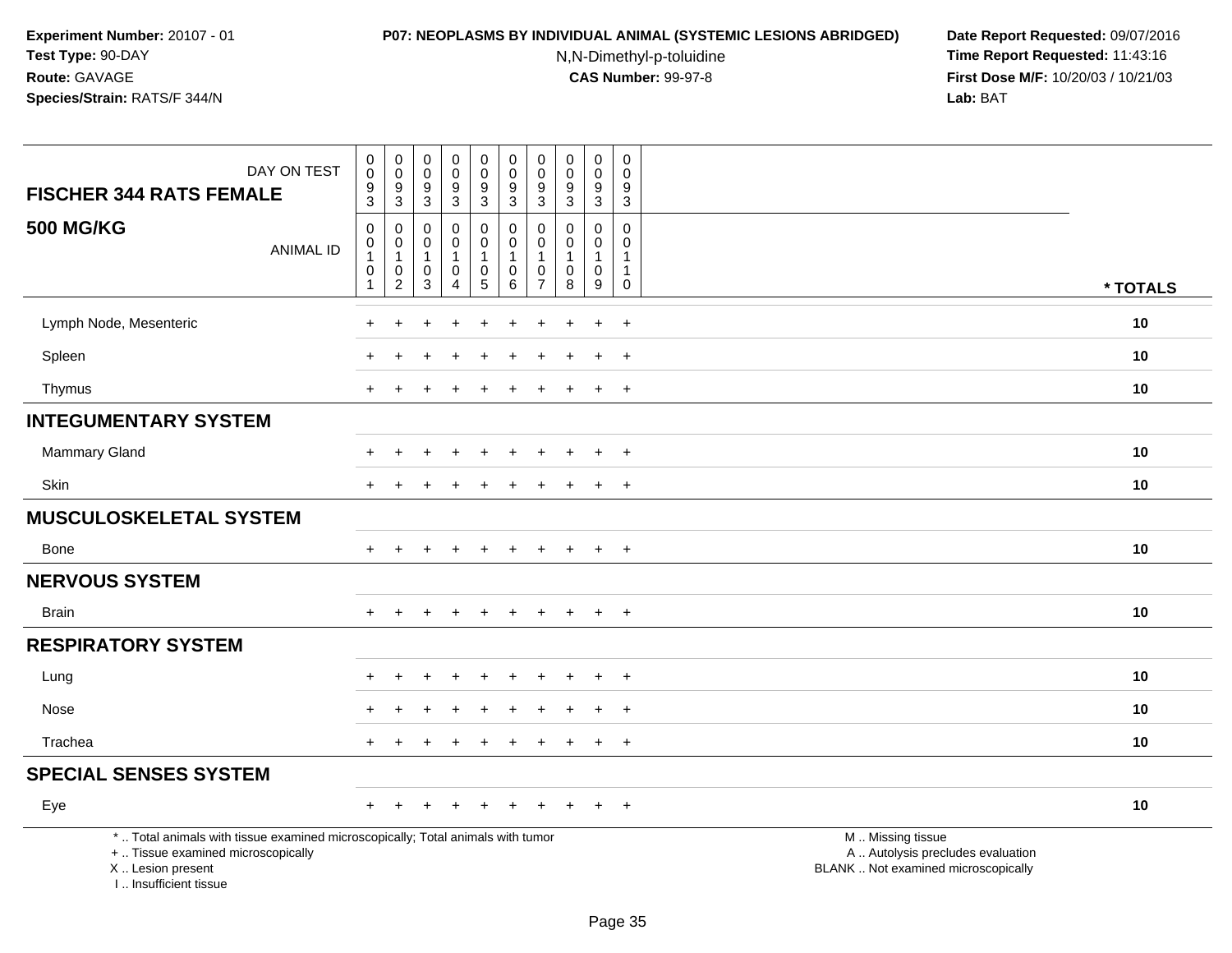**Experiment Number:** 20107 - 01
**Test Type:** 90-DAY
**Route:** GAVAGE
**Species/Strain:** RATS/F 344/N

**P07: NEOPLASMS BY INDIVIDUAL ANIMAL (SYSTEMIC LESIONS ABRIDGED)**
N,N-Dimethyl-p-toluidine
**CAS Number:** 99-97-8

**Date Report Requested:** 09/07/2016
**Time Report Requested:** 11:43:16
**First Dose M/F:** 10/20/03 / 10/21/03
**Lab:** BAT

| FISCHER 344 RATS FEMALE — DAY ON TEST | 0093 | 0093 | 0093 | 0093 | 0093 | 0093 | 0093 | 0093 | 0093 | 0093 | |
|---|---|---|---|---|---|---|---|---|---|---|---|
| **500 MG/KG** — ANIMAL ID | 00101 | 00102 | 00103 | 00104 | 00105 | 00106 | 00107 | 00108 | 00109 | 00110 | *** TOTALS** |
| Lymph Node, Mesenteric | + | + | + | + | + | + | + | + | + | + | **10** |
| Spleen | + | + | + | + | + | + | + | + | + | + | **10** |
| Thymus | + | + | + | + | + | + | + | + | + | + | **10** |
| **INTEGUMENTARY SYSTEM** | | | | | | | | | | | |
| Mammary Gland | + | + | + | + | + | + | + | + | + | + | **10** |
| Skin | + | + | + | + | + | + | + | + | + | + | **10** |
| **MUSCULOSKELETAL SYSTEM** | | | | | | | | | | | |
| Bone | + | + | + | + | + | + | + | + | + | + | **10** |
| **NERVOUS SYSTEM** | | | | | | | | | | | |
| Brain | + | + | + | + | + | + | + | + | + | + | **10** |
| **RESPIRATORY SYSTEM** | | | | | | | | | | | |
| Lung | + | + | + | + | + | + | + | + | + | + | **10** |
| Nose | + | + | + | + | + | + | + | + | + | + | **10** |
| Trachea | + | + | + | + | + | + | + | + | + | + | **10** |
| **SPECIAL SENSES SYSTEM** | | | | | | | | | | | |
| Eye | + | + | + | + | + | + | + | + | + | + | **10** |

* .. Total animals with tissue examined microscopically; Total animals with tumor
+ .. Tissue examined microscopically
X .. Lesion present
I .. Insufficient tissue

M .. Missing tissue
A .. Autolysis precludes evaluation
BLANK .. Not examined microscopically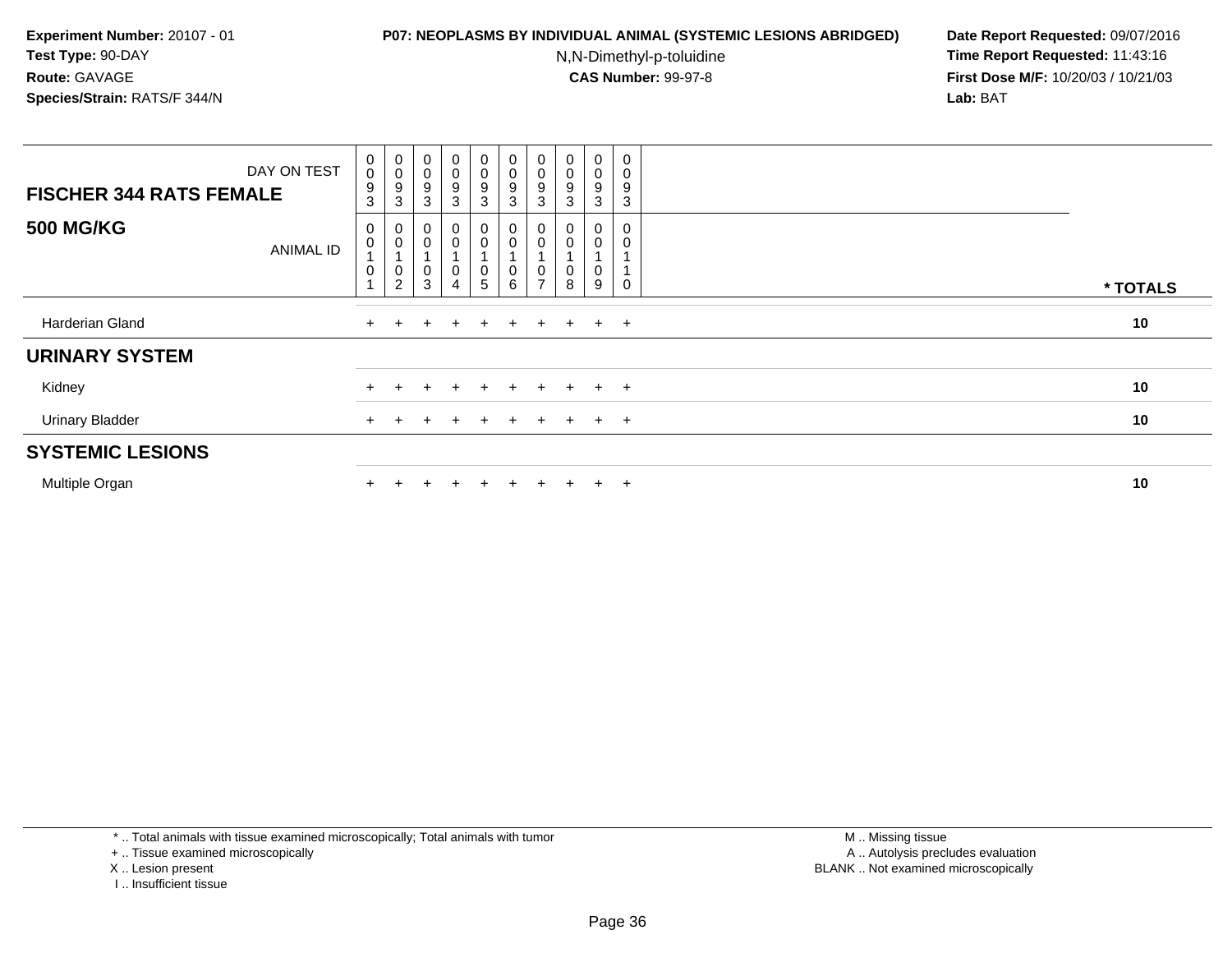**Experiment Number:** 20107 - 01
**Test Type:** 90-DAY
**Route:** GAVAGE
**Species/Strain:** RATS/F 344/N

**P07: NEOPLASMS BY INDIVIDUAL ANIMAL (SYSTEMIC LESIONS ABRIDGED)**
N,N-Dimethyl-p-toluidine
**CAS Number:** 99-97-8

**Date Report Requested:** 09/07/2016
**Time Report Requested:** 11:43:16
**First Dose M/F:** 10/20/03 / 10/21/03
**Lab:** BAT

| **FISCHER 344 RATS FEMALE** DAY ON TEST | 0093 | 0093 | 0093 | 0093 | 0093 | 0093 | 0093 | 0093 | 0093 | 0093 | |
|---|---|---|---|---|---|---|---|---|---|---|---|
| **500 MG/KG** ANIMAL ID | 00101 | 00102 | 00103 | 00104 | 00105 | 00106 | 00107 | 00108 | 00109 | 00110 | *** TOTALS** |
| Harderian Gland | + | + | + | + | + | + | + | + | + | + | **10** |
| **URINARY SYSTEM** | | | | | | | | | | | |
| Kidney | + | + | + | + | + | + | + | + | + | + | **10** |
| Urinary Bladder | + | + | + | + | + | + | + | + | + | + | **10** |
| **SYSTEMIC LESIONS** | | | | | | | | | | | |
| Multiple Organ | + | + | + | + | + | + | + | + | + | + | **10** |

* .. Total animals with tissue examined microscopically; Total animals with tumor
+ .. Tissue examined microscopically
X .. Lesion present
I .. Insufficient tissue

M .. Missing tissue
A .. Autolysis precludes evaluation
BLANK .. Not examined microscopically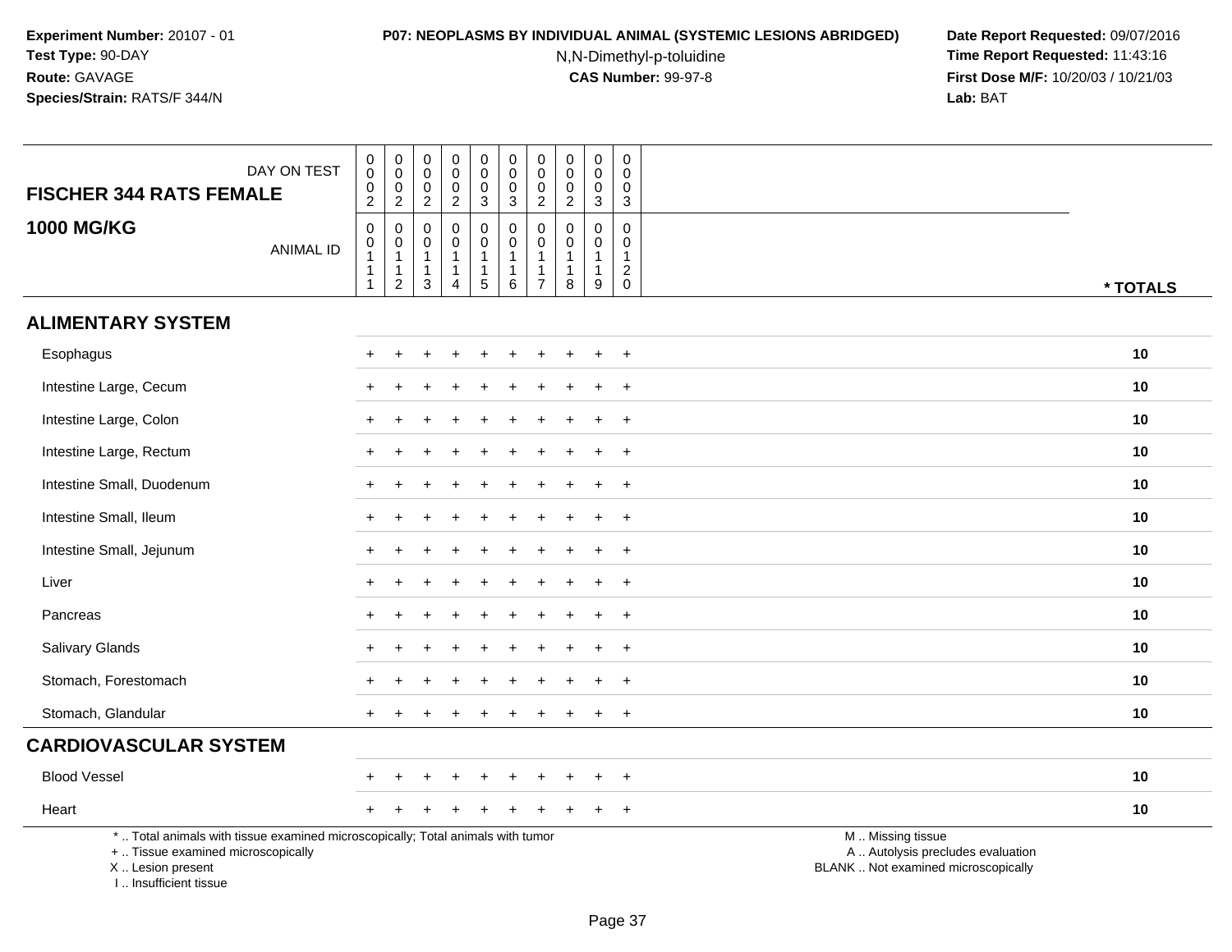**Experiment Number:** 20107 - 01
**Test Type:** 90-DAY
**Route:** GAVAGE
**Species/Strain:** RATS/F 344/N

**P07: NEOPLASMS BY INDIVIDUAL ANIMAL (SYSTEMIC LESIONS ABRIDGED)**
N,N-Dimethyl-p-toluidine
**CAS Number:** 99-97-8

**Date Report Requested:** 09/07/2016
**Time Report Requested:** 11:43:16
**First Dose M/F:** 10/20/03 / 10/21/03
**Lab:** BAT

| FISCHER 344 RATS FEMALE / 1000 MG/KG | | | | | | | | | | | |
|---|---|---|---|---|---|---|---|---|---|---|---|
| DAY ON TEST | 0002 | 0002 | 0002 | 0002 | 0003 | 0003 | 0002 | 0002 | 0003 | 0003 | |
| ANIMAL ID | 00111 | 00112 | 00113 | 00114 | 00115 | 00116 | 00117 | 00118 | 00119 | 00120 | * TOTALS |
| **ALIMENTARY SYSTEM** | | | | | | | | | | | |
| Esophagus | + | + | + | + | + | + | + | + | + | + | 10 |
| Intestine Large, Cecum | + | + | + | + | + | + | + | + | + | + | 10 |
| Intestine Large, Colon | + | + | + | + | + | + | + | + | + | + | 10 |
| Intestine Large, Rectum | + | + | + | + | + | + | + | + | + | + | 10 |
| Intestine Small, Duodenum | + | + | + | + | + | + | + | + | + | + | 10 |
| Intestine Small, Ileum | + | + | + | + | + | + | + | + | + | + | 10 |
| Intestine Small, Jejunum | + | + | + | + | + | + | + | + | + | + | 10 |
| Liver | + | + | + | + | + | + | + | + | + | + | 10 |
| Pancreas | + | + | + | + | + | + | + | + | + | + | 10 |
| Salivary Glands | + | + | + | + | + | + | + | + | + | + | 10 |
| Stomach, Forestomach | + | + | + | + | + | + | + | + | + | + | 10 |
| Stomach, Glandular | + | + | + | + | + | + | + | + | + | + | 10 |
| **CARDIOVASCULAR SYSTEM** | | | | | | | | | | | |
| Blood Vessel | + | + | + | + | + | + | + | + | + | + | 10 |
| Heart | + | + | + | + | + | + | + | + | + | + | 10 |

* .. Total animals with tissue examined microscopically; Total animals with tumor
+ .. Tissue examined microscopically
X .. Lesion present
I .. Insufficient tissue

M .. Missing tissue
A .. Autolysis precludes evaluation
BLANK .. Not examined microscopically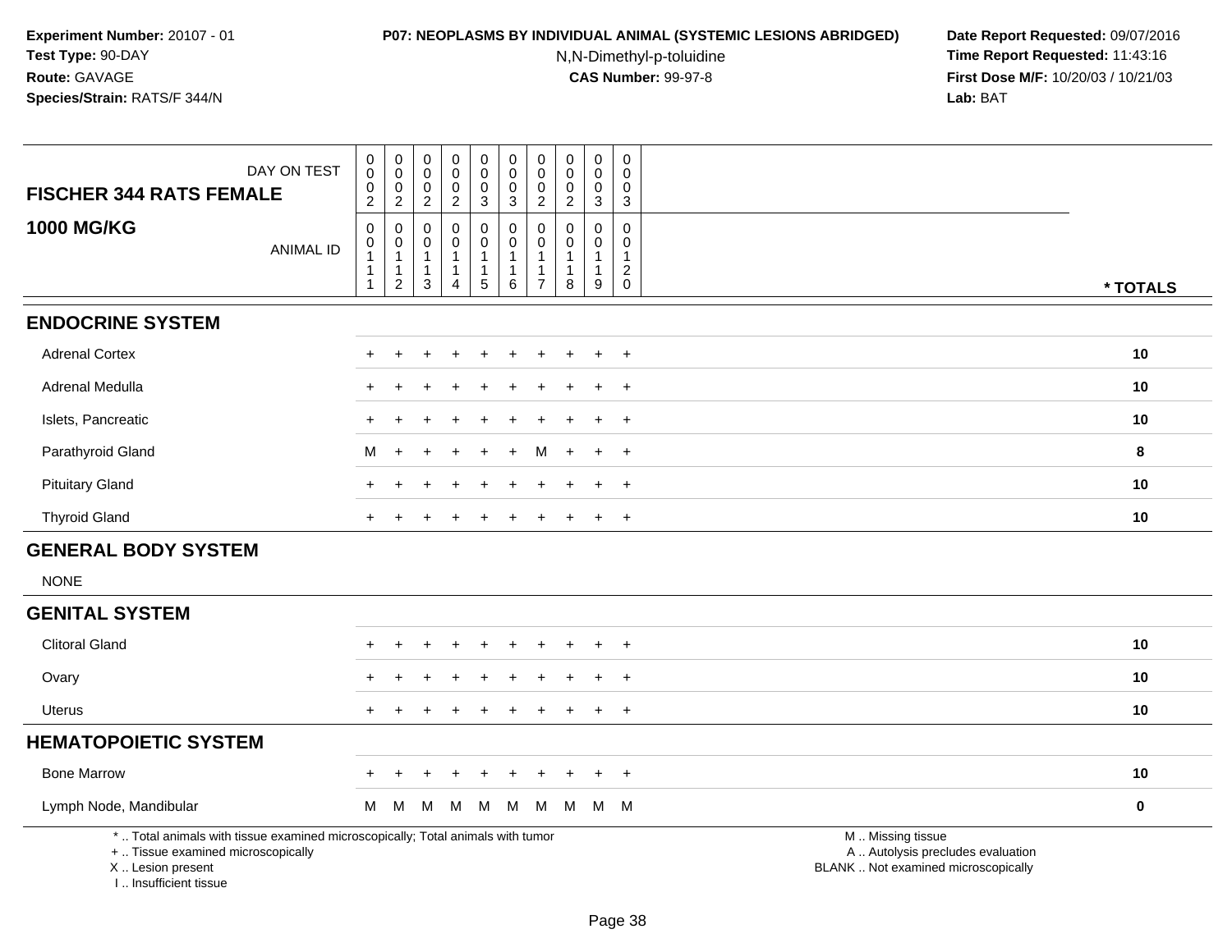**Experiment Number:** 20107 - 01
**Test Type:** 90-DAY
**Route:** GAVAGE
**Species/Strain:** RATS/F 344/N

**P07: NEOPLASMS BY INDIVIDUAL ANIMAL (SYSTEMIC LESIONS ABRIDGED)**
N,N-Dimethyl-p-toluidine
**CAS Number:** 99-97-8

**Date Report Requested:** 09/07/2016
**Time Report Requested:** 11:43:16
**First Dose M/F:** 10/20/03 / 10/21/03
**Lab:** BAT

| FISCHER 344 RATS FEMALE 1000 MG/KG | | | | | | | | | | | |
|---|---|---|---|---|---|---|---|---|---|---|---|
| DAY ON TEST | 0002 | 0002 | 0002 | 0002 | 0003 | 0003 | 0002 | 0002 | 0003 | 0003 | |
| ANIMAL ID | 00111 | 00112 | 00113 | 00114 | 00115 | 00116 | 00117 | 00118 | 00119 | 00120 | * TOTALS |
| **ENDOCRINE SYSTEM** | | | | | | | | | | | |
| Adrenal Cortex | + | + | + | + | + | + | + | + | + | + | 10 |
| Adrenal Medulla | + | + | + | + | + | + | + | + | + | + | 10 |
| Islets, Pancreatic | + | + | + | + | + | + | + | + | + | + | 10 |
| Parathyroid Gland | M | + | + | + | + | + | M | + | + | + | 8 |
| Pituitary Gland | + | + | + | + | + | + | + | + | + | + | 10 |
| Thyroid Gland | + | + | + | + | + | + | + | + | + | + | 10 |
| **GENERAL BODY SYSTEM** | | | | | | | | | | | |
| NONE | | | | | | | | | | | |
| **GENITAL SYSTEM** | | | | | | | | | | | |
| Clitoral Gland | + | + | + | + | + | + | + | + | + | + | 10 |
| Ovary | + | + | + | + | + | + | + | + | + | + | 10 |
| Uterus | + | + | + | + | + | + | + | + | + | + | 10 |
| **HEMATOPOIETIC SYSTEM** | | | | | | | | | | | |
| Bone Marrow | + | + | + | + | + | + | + | + | + | + | 10 |
| Lymph Node, Mandibular | M | M | M | M | M | M | M | M | M | M | 0 |

* .. Total animals with tissue examined microscopically; Total animals with tumor
+ .. Tissue examined microscopically
X .. Lesion present
I .. Insufficient tissue

M .. Missing tissue
A .. Autolysis precludes evaluation
BLANK .. Not examined microscopically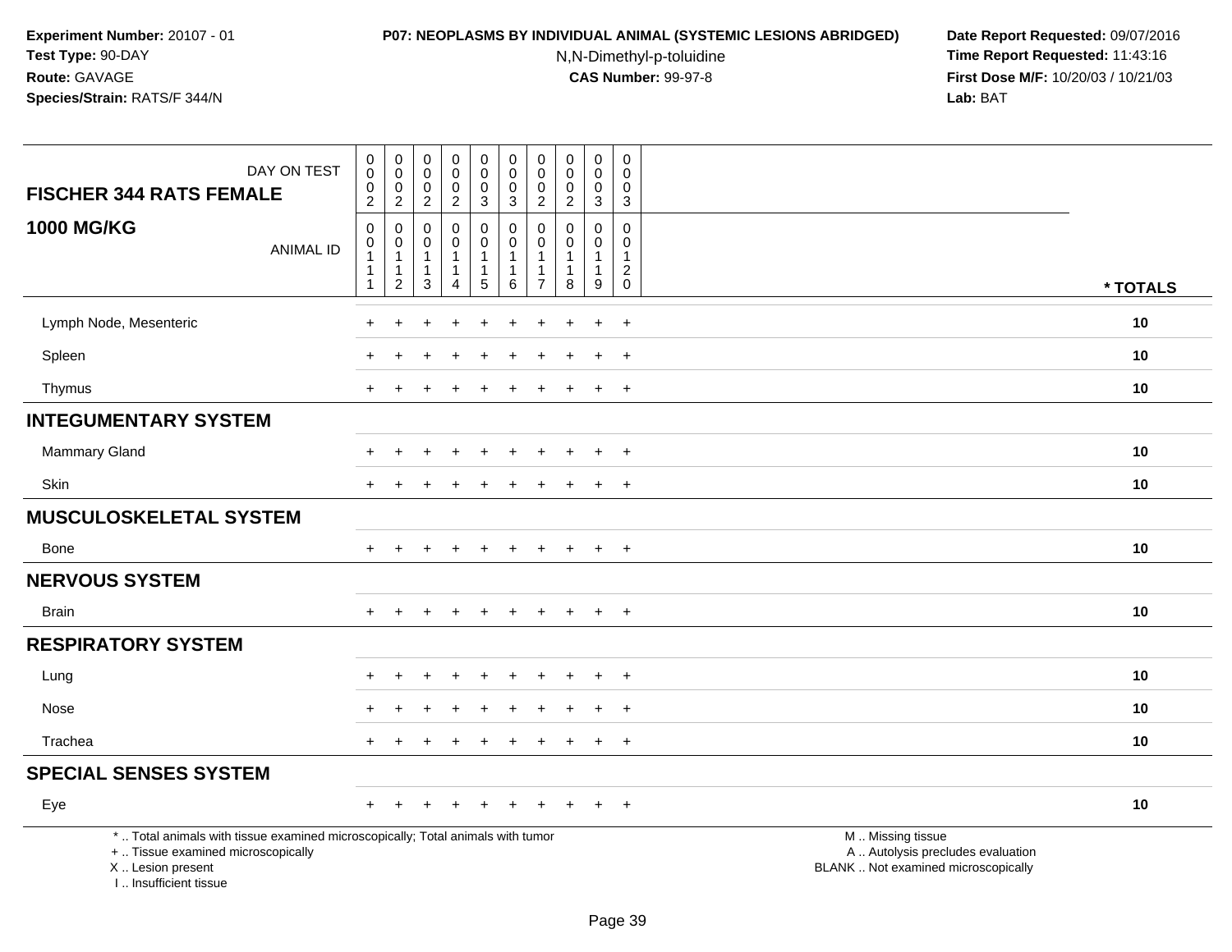**Experiment Number:** 20107 - 01
**Test Type:** 90-DAY
**Route:** GAVAGE
**Species/Strain:** RATS/F 344/N

**P07: NEOPLASMS BY INDIVIDUAL ANIMAL (SYSTEMIC LESIONS ABRIDGED)**
N,N-Dimethyl-p-toluidine
**CAS Number:** 99-97-8

**Date Report Requested:** 09/07/2016
**Time Report Requested:** 11:43:16
**First Dose M/F:** 10/20/03 / 10/21/03
**Lab:** BAT

| FISCHER 344 RATS FEMALE — DAY ON TEST | 0002 | 0002 | 0002 | 0002 | 0003 | 0003 | 0002 | 0002 | 0003 | 0003 | |
|---|---|---|---|---|---|---|---|---|---|---|---|
| **1000 MG/KG** — ANIMAL ID | 00111 | 00112 | 00113 | 00114 | 00115 | 00116 | 00117 | 00118 | 00119 | 00120 | * TOTALS |
| Lymph Node, Mesenteric | + | + | + | + | + | + | + | + | + | + | 10 |
| Spleen | + | + | + | + | + | + | + | + | + | + | 10 |
| Thymus | + | + | + | + | + | + | + | + | + | + | 10 |
| **INTEGUMENTARY SYSTEM** | | | | | | | | | | | |
| Mammary Gland | + | + | + | + | + | + | + | + | + | + | 10 |
| Skin | + | + | + | + | + | + | + | + | + | + | 10 |
| **MUSCULOSKELETAL SYSTEM** | | | | | | | | | | | |
| Bone | + | + | + | + | + | + | + | + | + | + | 10 |
| **NERVOUS SYSTEM** | | | | | | | | | | | |
| Brain | + | + | + | + | + | + | + | + | + | + | 10 |
| **RESPIRATORY SYSTEM** | | | | | | | | | | | |
| Lung | + | + | + | + | + | + | + | + | + | + | 10 |
| Nose | + | + | + | + | + | + | + | + | + | + | 10 |
| Trachea | + | + | + | + | + | + | + | + | + | + | 10 |
| **SPECIAL SENSES SYSTEM** | | | | | | | | | | | |
| Eye | + | + | + | + | + | + | + | + | + | + | 10 |

* .. Total animals with tissue examined microscopically; Total animals with tumor
+ .. Tissue examined microscopically
X .. Lesion present
I .. Insufficient tissue

M .. Missing tissue
A .. Autolysis precludes evaluation
BLANK .. Not examined microscopically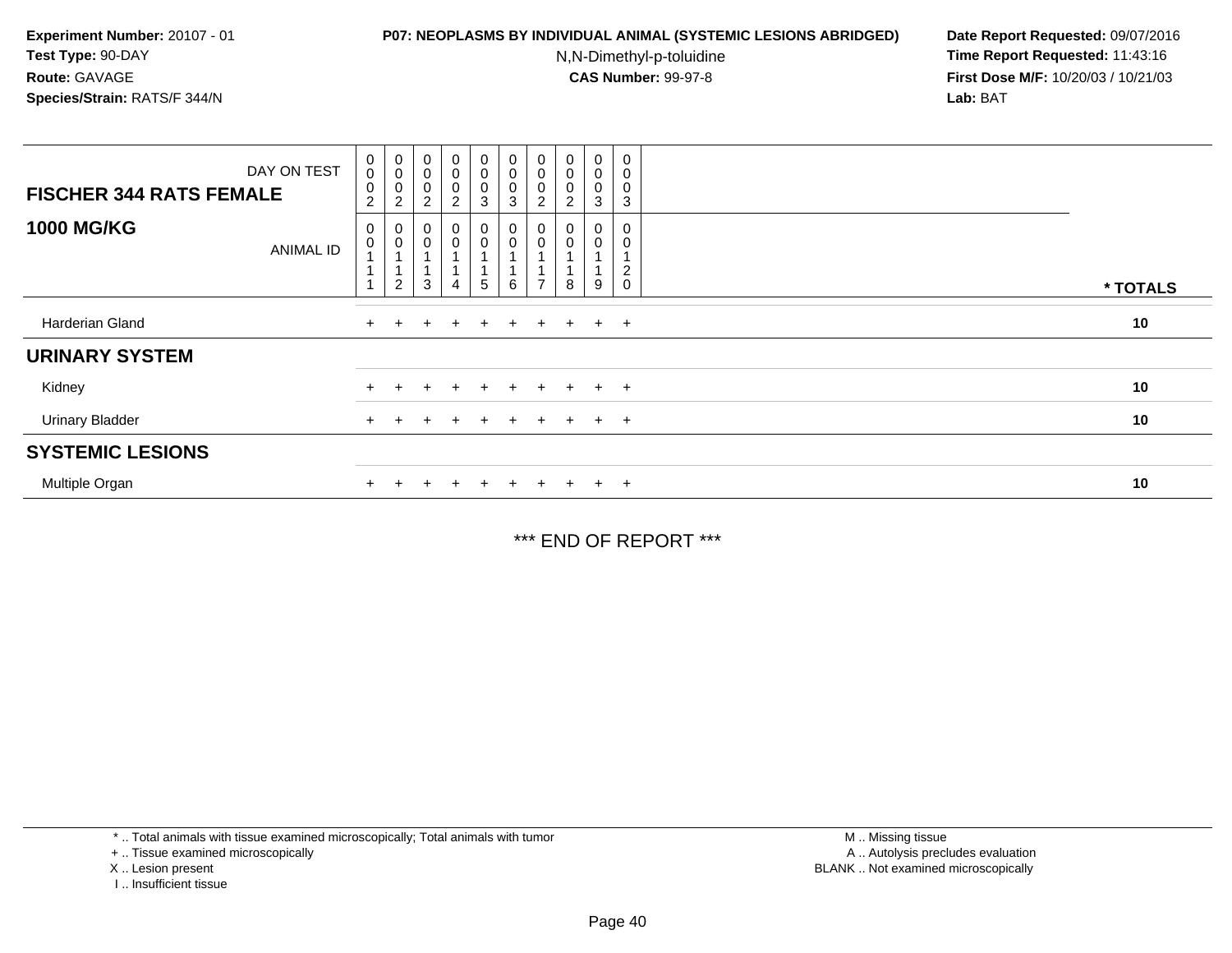**Experiment Number:** 20107 - 01
**Test Type:** 90-DAY
**Route:** GAVAGE
**Species/Strain:** RATS/F 344/N

**P07: NEOPLASMS BY INDIVIDUAL ANIMAL (SYSTEMIC LESIONS ABRIDGED)**
N,N-Dimethyl-p-toluidine
**CAS Number:** 99-97-8

**Date Report Requested:** 09/07/2016
**Time Report Requested:** 11:43:16
**First Dose M/F:** 10/20/03 / 10/21/03
**Lab:** BAT

| FISCHER 344 RATS FEMALE — DAY ON TEST | 0002 | 0002 | 0002 | 0002 | 0003 | 0003 | 0002 | 0002 | 0003 | 0003 | |
|---|---|---|---|---|---|---|---|---|---|---|---|
| **1000 MG/KG** — ANIMAL ID | 00111 | 00112 | 00113 | 00114 | 00115 | 00116 | 00117 | 00118 | 00119 | 00120 | * TOTALS |
| Harderian Gland | + | + | + | + | + | + | + | + | + | + | 10 |
| **URINARY SYSTEM** | | | | | | | | | | | |
| Kidney | + | + | + | + | + | + | + | + | + | + | 10 |
| Urinary Bladder | + | + | + | + | + | + | + | + | + | + | 10 |
| **SYSTEMIC LESIONS** | | | | | | | | | | | |
| Multiple Organ | + | + | + | + | + | + | + | + | + | + | 10 |

*** END OF REPORT ***

* .. Total animals with tissue examined microscopically; Total animals with tumor
+ .. Tissue examined microscopically
X .. Lesion present
I .. Insufficient tissue

M .. Missing tissue
A .. Autolysis precludes evaluation
BLANK .. Not examined microscopically